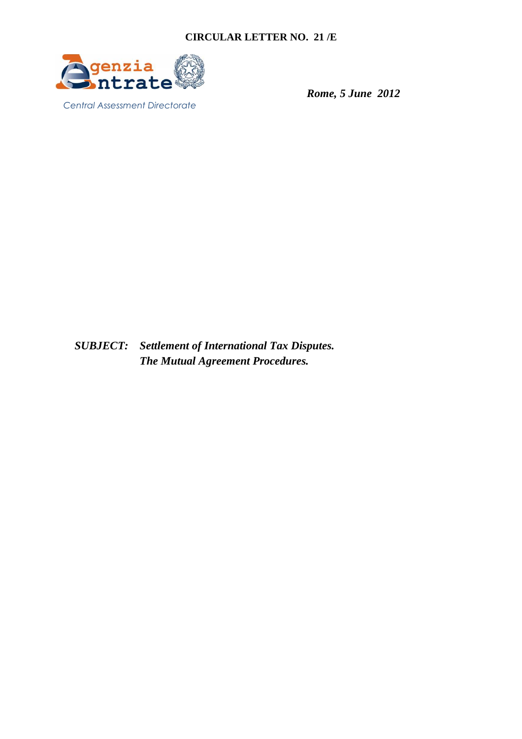**CIRCULAR LETTER NO. 21 /E**

Agenzia Entrate

*Central Assessment Directorate*

***Rome, 5 June 2012***

***SUBJECT: Settlement of International Tax Disputes. The Mutual Agreement Procedures.***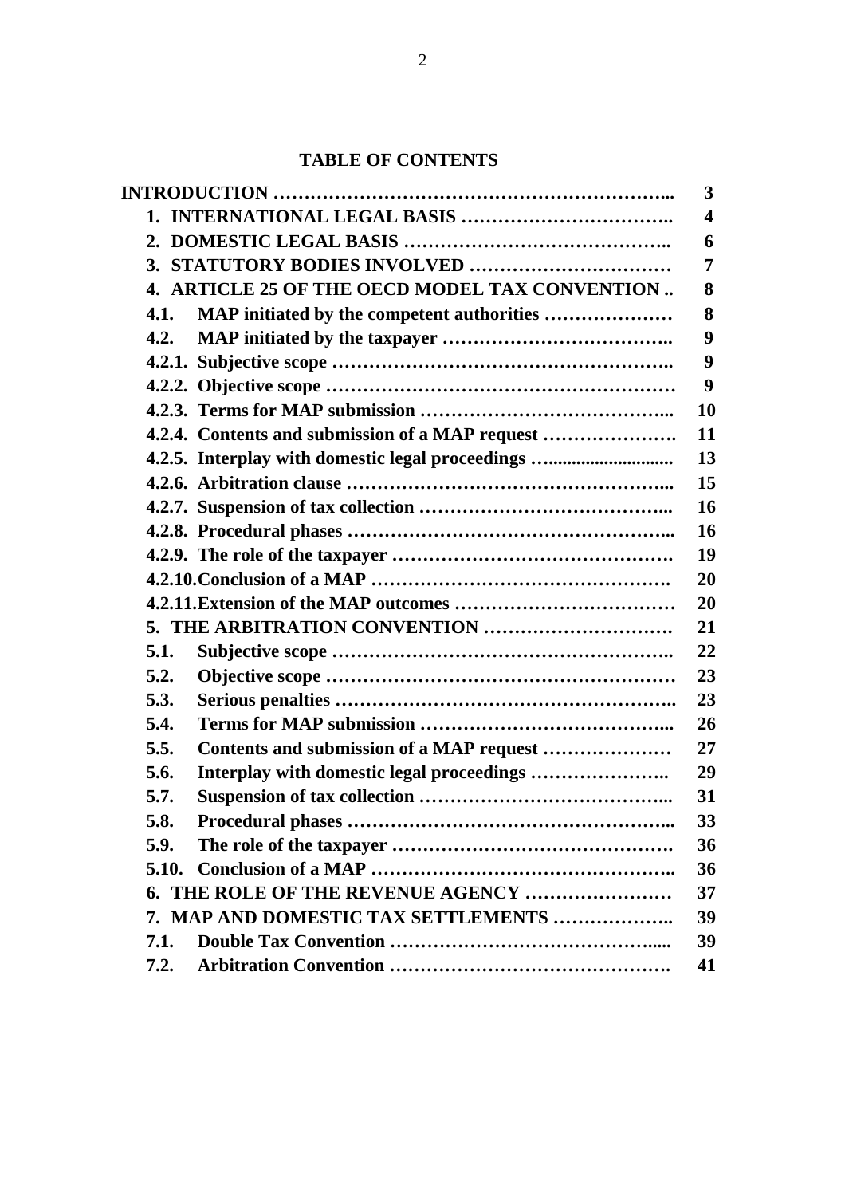## TABLE OF CONTENTS

| | |
|---|---|
| **INTRODUCTION** | **3** |
| **1. INTERNATIONAL LEGAL BASIS** | **4** |
| **2. DOMESTIC LEGAL BASIS** | **6** |
| **3. STATUTORY BODIES INVOLVED** | **7** |
| **4. ARTICLE 25 OF THE OECD MODEL TAX CONVENTION** | **8** |
| **4.1. MAP initiated by the competent authorities** | **8** |
| **4.2. MAP initiated by the taxpayer** | **9** |
| **4.2.1. Subjective scope** | **9** |
| **4.2.2. Objective scope** | **9** |
| **4.2.3. Terms for MAP submission** | **10** |
| **4.2.4. Contents and submission of a MAP request** | **11** |
| **4.2.5. Interplay with domestic legal proceedings** | **13** |
| **4.2.6. Arbitration clause** | **15** |
| **4.2.7. Suspension of tax collection** | **16** |
| **4.2.8. Procedural phases** | **16** |
| **4.2.9. The role of the taxpayer** | **19** |
| **4.2.10. Conclusion of a MAP** | **20** |
| **4.2.11. Extension of the MAP outcomes** | **20** |
| **5. THE ARBITRATION CONVENTION** | **21** |
| **5.1. Subjective scope** | **22** |
| **5.2. Objective scope** | **23** |
| **5.3. Serious penalties** | **23** |
| **5.4. Terms for MAP submission** | **26** |
| **5.5. Contents and submission of a MAP request** | **27** |
| **5.6. Interplay with domestic legal proceedings** | **29** |
| **5.7. Suspension of tax collection** | **31** |
| **5.8. Procedural phases** | **33** |
| **5.9. The role of the taxpayer** | **36** |
| **5.10. Conclusion of a MAP** | **36** |
| **6. THE ROLE OF THE REVENUE AGENCY** | **37** |
| **7. MAP AND DOMESTIC TAX SETTLEMENTS** | **39** |
| **7.1. Double Tax Convention** | **39** |
| **7.2. Arbitration Convention** | **41** |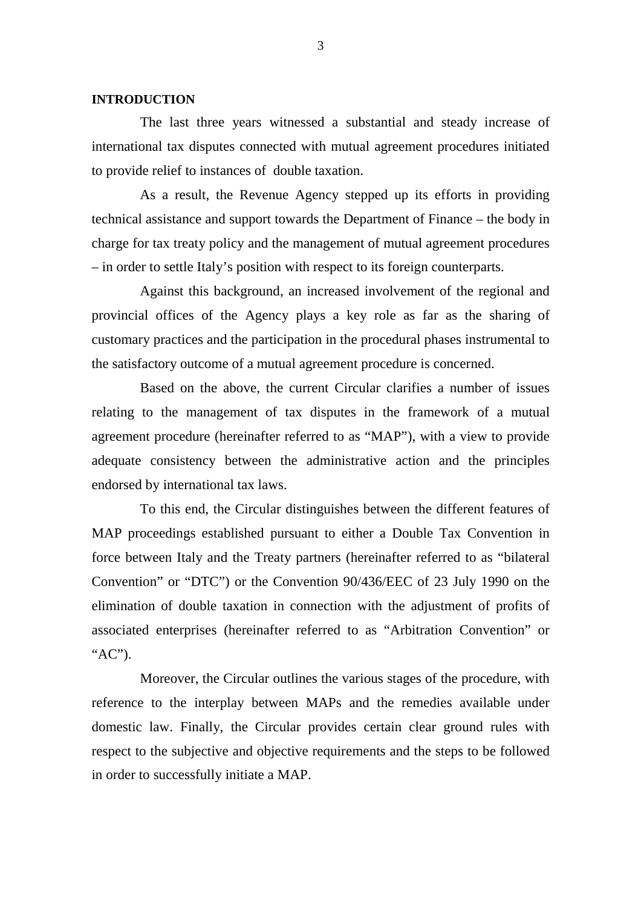## INTRODUCTION

The last three years witnessed a substantial and steady increase of international tax disputes connected with mutual agreement procedures initiated to provide relief to instances of double taxation.

As a result, the Revenue Agency stepped up its efforts in providing technical assistance and support towards the Department of Finance – the body in charge for tax treaty policy and the management of mutual agreement procedures – in order to settle Italy's position with respect to its foreign counterparts.

Against this background, an increased involvement of the regional and provincial offices of the Agency plays a key role as far as the sharing of customary practices and the participation in the procedural phases instrumental to the satisfactory outcome of a mutual agreement procedure is concerned.

Based on the above, the current Circular clarifies a number of issues relating to the management of tax disputes in the framework of a mutual agreement procedure (hereinafter referred to as "MAP"), with a view to provide adequate consistency between the administrative action and the principles endorsed by international tax laws.

To this end, the Circular distinguishes between the different features of MAP proceedings established pursuant to either a Double Tax Convention in force between Italy and the Treaty partners (hereinafter referred to as "bilateral Convention" or "DTC") or the Convention 90/436/EEC of 23 July 1990 on the elimination of double taxation in connection with the adjustment of profits of associated enterprises (hereinafter referred to as "Arbitration Convention" or "AC").

Moreover, the Circular outlines the various stages of the procedure, with reference to the interplay between MAPs and the remedies available under domestic law. Finally, the Circular provides certain clear ground rules with respect to the subjective and objective requirements and the steps to be followed in order to successfully initiate a MAP.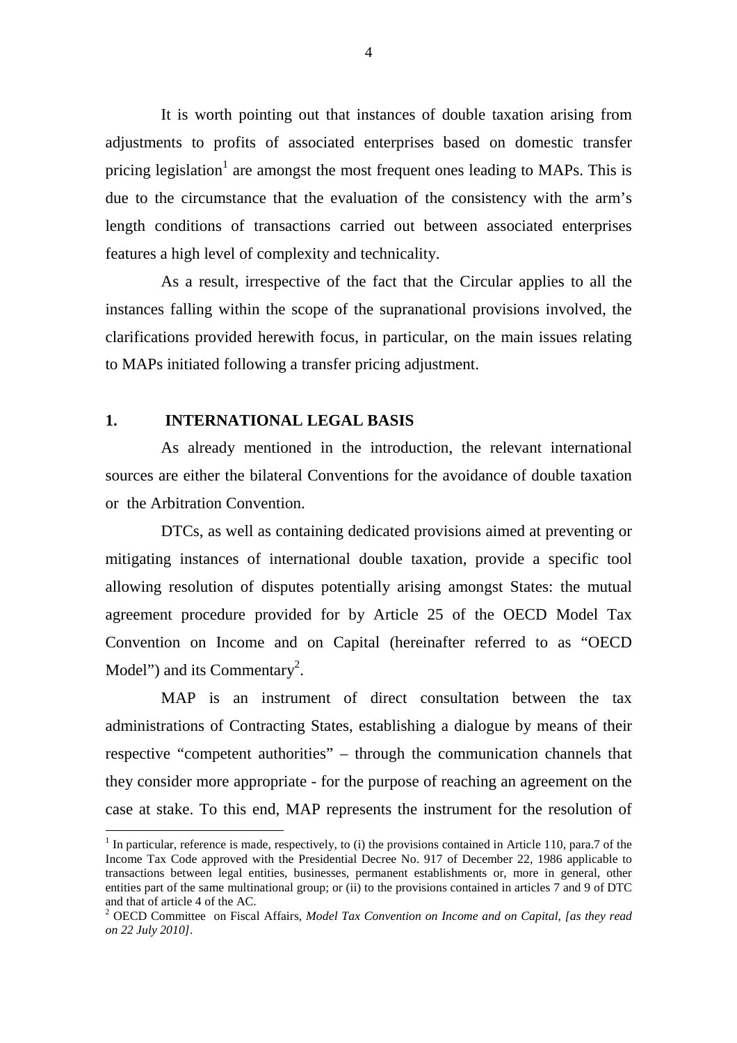It is worth pointing out that instances of double taxation arising from adjustments to profits of associated enterprises based on domestic transfer pricing legislation[1] are amongst the most frequent ones leading to MAPs. This is due to the circumstance that the evaluation of the consistency with the arm's length conditions of transactions carried out between associated enterprises features a high level of complexity and technicality.

As a result, irrespective of the fact that the Circular applies to all the instances falling within the scope of the supranational provisions involved, the clarifications provided herewith focus, in particular, on the main issues relating to MAPs initiated following a transfer pricing adjustment.

## 1. INTERNATIONAL LEGAL BASIS

As already mentioned in the introduction, the relevant international sources are either the bilateral Conventions for the avoidance of double taxation or the Arbitration Convention.

DTCs, as well as containing dedicated provisions aimed at preventing or mitigating instances of international double taxation, provide a specific tool allowing resolution of disputes potentially arising amongst States: the mutual agreement procedure provided for by Article 25 of the OECD Model Tax Convention on Income and on Capital (hereinafter referred to as "OECD Model") and its Commentary[2].

MAP is an instrument of direct consultation between the tax administrations of Contracting States, establishing a dialogue by means of their respective "competent authorities" – through the communication channels that they consider more appropriate - for the purpose of reaching an agreement on the case at stake. To this end, MAP represents the instrument for the resolution of

---

[1] In particular, reference is made, respectively, to (i) the provisions contained in Article 110, para.7 of the Income Tax Code approved with the Presidential Decree No. 917 of December 22, 1986 applicable to transactions between legal entities, businesses, permanent establishments or, more in general, other entities part of the same multinational group; or (ii) to the provisions contained in articles 7 and 9 of DTC and that of article 4 of the AC.

[2] OECD Committee on Fiscal Affairs, *Model Tax Convention on Income and on Capital, [as they read on 22 July 2010]*.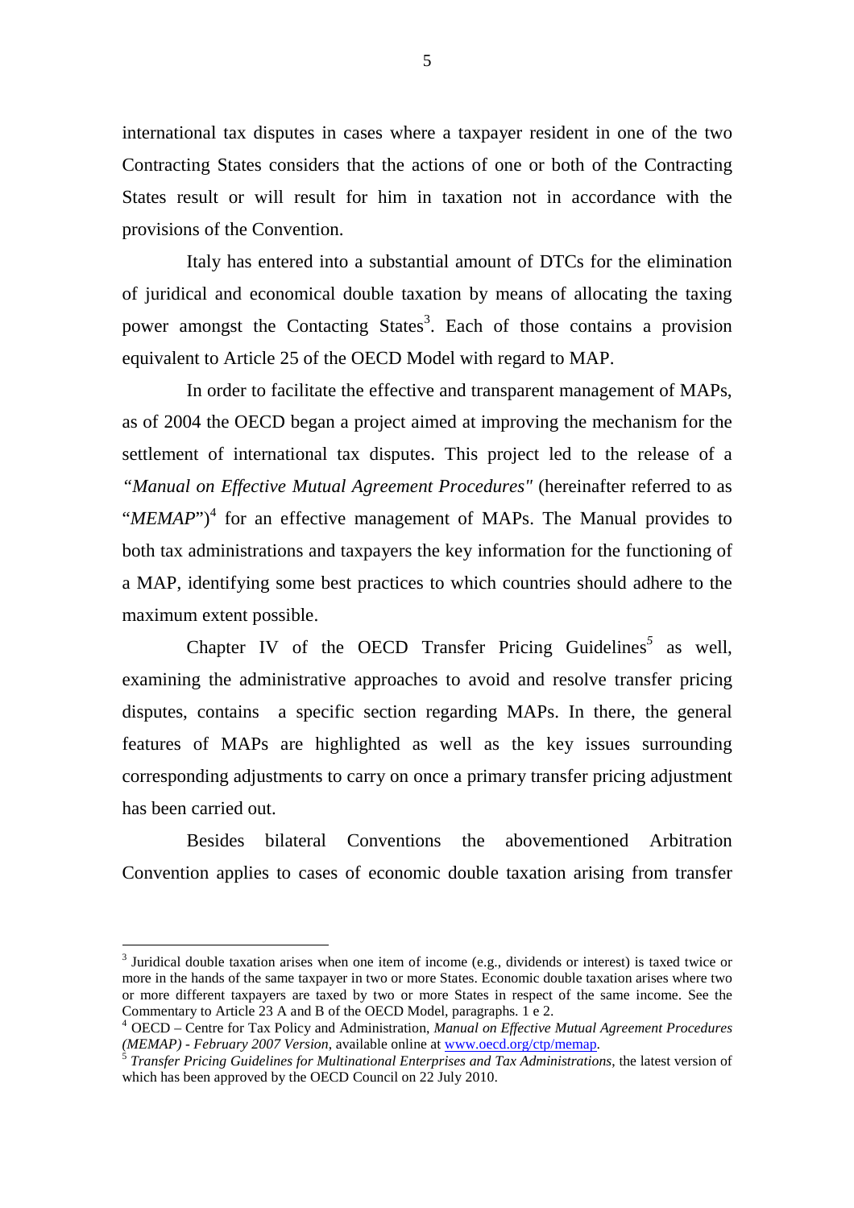international tax disputes in cases where a taxpayer resident in one of the two Contracting States considers that the actions of one or both of the Contracting States result or will result for him in taxation not in accordance with the provisions of the Convention.

Italy has entered into a substantial amount of DTCs for the elimination of juridical and economical double taxation by means of allocating the taxing power amongst the Contacting States[3]. Each of those contains a provision equivalent to Article 25 of the OECD Model with regard to MAP.

In order to facilitate the effective and transparent management of MAPs, as of 2004 the OECD began a project aimed at improving the mechanism for the settlement of international tax disputes. This project led to the release of a *"Manual on Effective Mutual Agreement Procedures"* (hereinafter referred to as "*MEMAP*")[4] for an effective management of MAPs. The Manual provides to both tax administrations and taxpayers the key information for the functioning of a MAP, identifying some best practices to which countries should adhere to the maximum extent possible.

Chapter IV of the OECD Transfer Pricing Guidelines[5] as well, examining the administrative approaches to avoid and resolve transfer pricing disputes, contains a specific section regarding MAPs. In there, the general features of MAPs are highlighted as well as the key issues surrounding corresponding adjustments to carry on once a primary transfer pricing adjustment has been carried out.

Besides bilateral Conventions the abovementioned Arbitration Convention applies to cases of economic double taxation arising from transfer

---

[3] Juridical double taxation arises when one item of income (e.g., dividends or interest) is taxed twice or more in the hands of the same taxpayer in two or more States. Economic double taxation arises where two or more different taxpayers are taxed by two or more States in respect of the same income. See the Commentary to Article 23 A and B of the OECD Model, paragraphs. 1 e 2.

[4] OECD – Centre for Tax Policy and Administration, *Manual on Effective Mutual Agreement Procedures (MEMAP) - February 2007 Version*, available online at www.oecd.org/ctp/memap.

[5] *Transfer Pricing Guidelines for Multinational Enterprises and Tax Administrations*, the latest version of which has been approved by the OECD Council on 22 July 2010.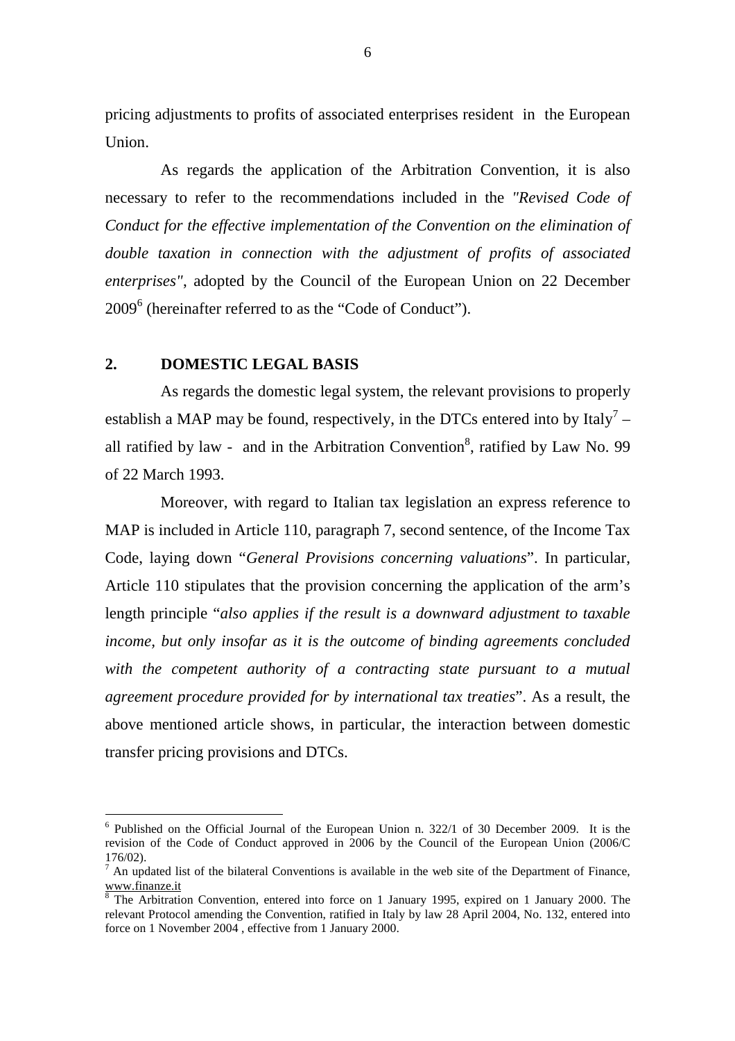pricing adjustments to profits of associated enterprises resident in the European Union.

As regards the application of the Arbitration Convention, it is also necessary to refer to the recommendations included in the *"Revised Code of Conduct for the effective implementation of the Convention on the elimination of double taxation in connection with the adjustment of profits of associated enterprises"*, adopted by the Council of the European Union on 22 December 2009[6] (hereinafter referred to as the "Code of Conduct").

## 2. DOMESTIC LEGAL BASIS

As regards the domestic legal system, the relevant provisions to properly establish a MAP may be found, respectively, in the DTCs entered into by Italy[7] – all ratified by law - and in the Arbitration Convention[8], ratified by Law No. 99 of 22 March 1993.

Moreover, with regard to Italian tax legislation an express reference to MAP is included in Article 110, paragraph 7, second sentence, of the Income Tax Code, laying down "*General Provisions concerning valuations*". In particular, Article 110 stipulates that the provision concerning the application of the arm's length principle "*also applies if the result is a downward adjustment to taxable income, but only insofar as it is the outcome of binding agreements concluded with the competent authority of a contracting state pursuant to a mutual agreement procedure provided for by international tax treaties*". As a result, the above mentioned article shows, in particular, the interaction between domestic transfer pricing provisions and DTCs.

---

[6] Published on the Official Journal of the European Union n. 322/1 of 30 December 2009. It is the revision of the Code of Conduct approved in 2006 by the Council of the European Union (2006/C 176/02).

[7] An updated list of the bilateral Conventions is available in the web site of the Department of Finance, www.finanze.it

[8] The Arbitration Convention, entered into force on 1 January 1995, expired on 1 January 2000. The relevant Protocol amending the Convention, ratified in Italy by law 28 April 2004, No. 132, entered into force on 1 November 2004 , effective from 1 January 2000.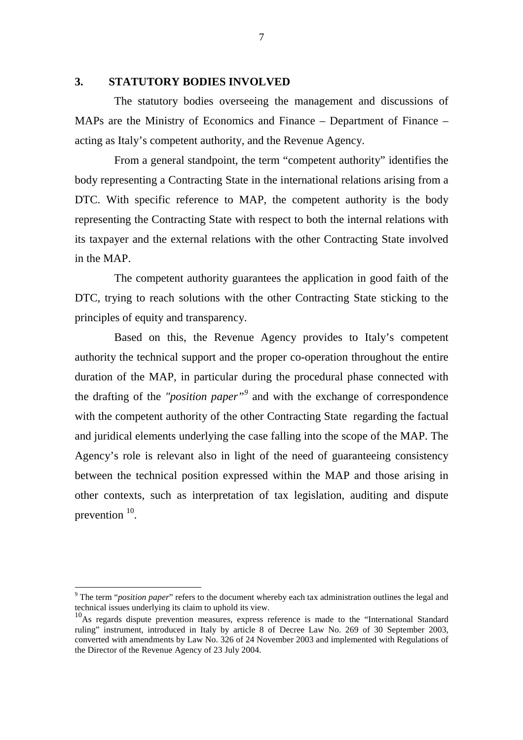## 3. STATUTORY BODIES INVOLVED

The statutory bodies overseeing the management and discussions of MAPs are the Ministry of Economics and Finance – Department of Finance – acting as Italy's competent authority, and the Revenue Agency.

From a general standpoint, the term "competent authority" identifies the body representing a Contracting State in the international relations arising from a DTC. With specific reference to MAP, the competent authority is the body representing the Contracting State with respect to both the internal relations with its taxpayer and the external relations with the other Contracting State involved in the MAP.

The competent authority guarantees the application in good faith of the DTC, trying to reach solutions with the other Contracting State sticking to the principles of equity and transparency.

Based on this, the Revenue Agency provides to Italy's competent authority the technical support and the proper co-operation throughout the entire duration of the MAP, in particular during the procedural phase connected with the drafting of the *"position paper"*[9] and with the exchange of correspondence with the competent authority of the other Contracting State regarding the factual and juridical elements underlying the case falling into the scope of the MAP. The Agency's role is relevant also in light of the need of guaranteeing consistency between the technical position expressed within the MAP and those arising in other contexts, such as interpretation of tax legislation, auditing and dispute prevention [10].

---

[9] The term "*position paper*" refers to the document whereby each tax administration outlines the legal and technical issues underlying its claim to uphold its view.

[10] As regards dispute prevention measures, express reference is made to the "International Standard ruling" instrument, introduced in Italy by article 8 of Decree Law No. 269 of 30 September 2003, converted with amendments by Law No. 326 of 24 November 2003 and implemented with Regulations of the Director of the Revenue Agency of 23 July 2004.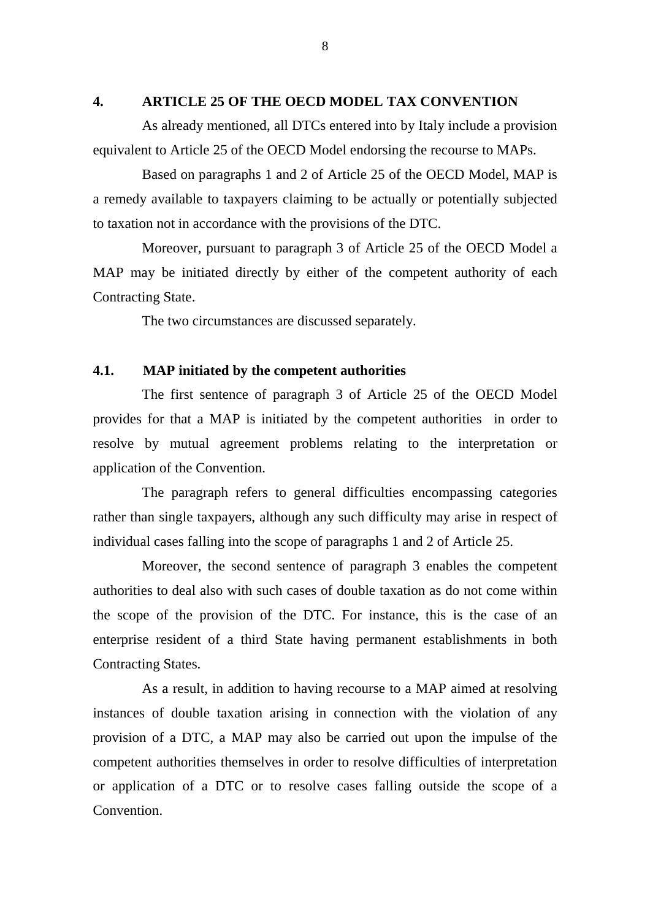## 4. ARTICLE 25 OF THE OECD MODEL TAX CONVENTION

As already mentioned, all DTCs entered into by Italy include a provision equivalent to Article 25 of the OECD Model endorsing the recourse to MAPs.

Based on paragraphs 1 and 2 of Article 25 of the OECD Model, MAP is a remedy available to taxpayers claiming to be actually or potentially subjected to taxation not in accordance with the provisions of the DTC.

Moreover, pursuant to paragraph 3 of Article 25 of the OECD Model a MAP may be initiated directly by either of the competent authority of each Contracting State.

The two circumstances are discussed separately.

### 4.1. MAP initiated by the competent authorities

The first sentence of paragraph 3 of Article 25 of the OECD Model provides for that a MAP is initiated by the competent authorities in order to resolve by mutual agreement problems relating to the interpretation or application of the Convention.

The paragraph refers to general difficulties encompassing categories rather than single taxpayers, although any such difficulty may arise in respect of individual cases falling into the scope of paragraphs 1 and 2 of Article 25.

Moreover, the second sentence of paragraph 3 enables the competent authorities to deal also with such cases of double taxation as do not come within the scope of the provision of the DTC. For instance, this is the case of an enterprise resident of a third State having permanent establishments in both Contracting States.

As a result, in addition to having recourse to a MAP aimed at resolving instances of double taxation arising in connection with the violation of any provision of a DTC, a MAP may also be carried out upon the impulse of the competent authorities themselves in order to resolve difficulties of interpretation or application of a DTC or to resolve cases falling outside the scope of a Convention.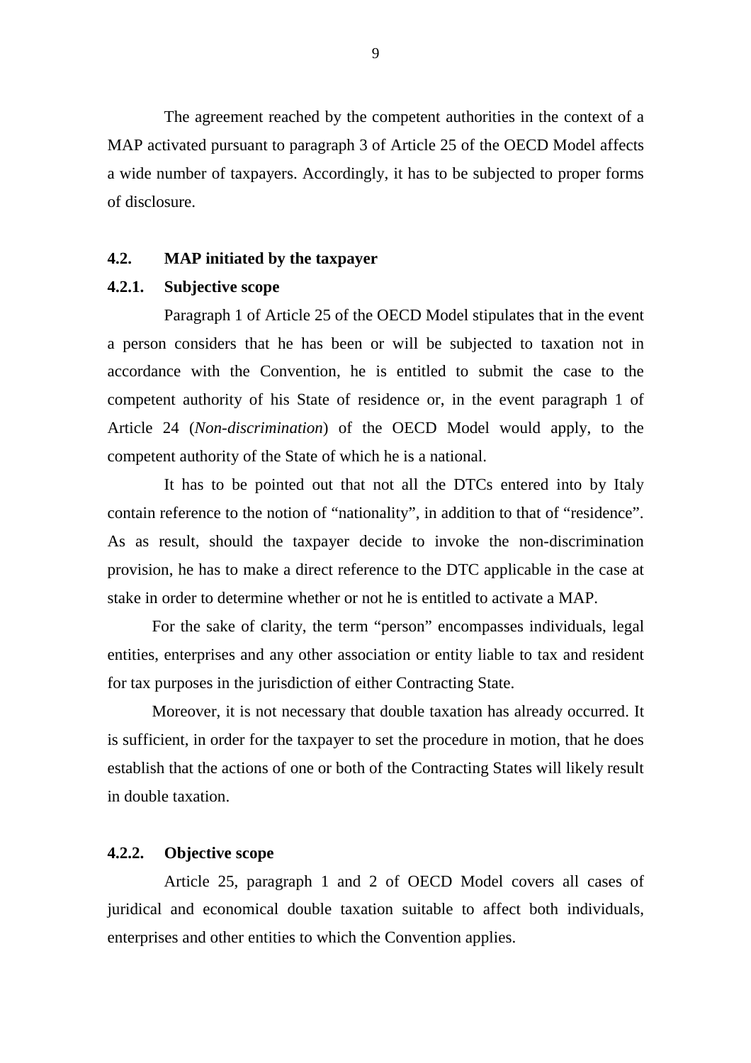The agreement reached by the competent authorities in the context of a MAP activated pursuant to paragraph 3 of Article 25 of the OECD Model affects a wide number of taxpayers. Accordingly, it has to be subjected to proper forms of disclosure.

### 4.2. MAP initiated by the taxpayer

#### 4.2.1. Subjective scope

Paragraph 1 of Article 25 of the OECD Model stipulates that in the event a person considers that he has been or will be subjected to taxation not in accordance with the Convention, he is entitled to submit the case to the competent authority of his State of residence or, in the event paragraph 1 of Article 24 (*Non-discrimination*) of the OECD Model would apply, to the competent authority of the State of which he is a national.

It has to be pointed out that not all the DTCs entered into by Italy contain reference to the notion of "nationality", in addition to that of "residence". As as result, should the taxpayer decide to invoke the non-discrimination provision, he has to make a direct reference to the DTC applicable in the case at stake in order to determine whether or not he is entitled to activate a MAP.

For the sake of clarity, the term "person" encompasses individuals, legal entities, enterprises and any other association or entity liable to tax and resident for tax purposes in the jurisdiction of either Contracting State.

Moreover, it is not necessary that double taxation has already occurred. It is sufficient, in order for the taxpayer to set the procedure in motion, that he does establish that the actions of one or both of the Contracting States will likely result in double taxation.

#### 4.2.2. Objective scope

Article 25, paragraph 1 and 2 of OECD Model covers all cases of juridical and economical double taxation suitable to affect both individuals, enterprises and other entities to which the Convention applies.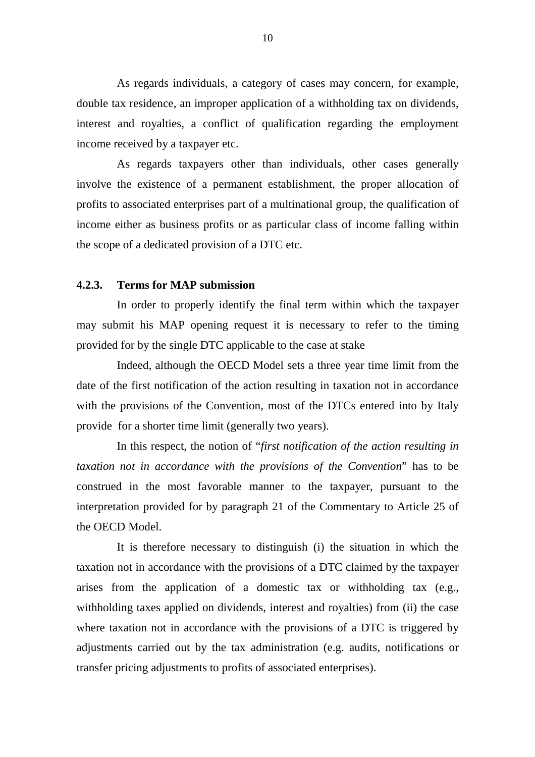As regards individuals, a category of cases may concern, for example, double tax residence, an improper application of a withholding tax on dividends, interest and royalties, a conflict of qualification regarding the employment income received by a taxpayer etc.

As regards taxpayers other than individuals, other cases generally involve the existence of a permanent establishment, the proper allocation of profits to associated enterprises part of a multinational group, the qualification of income either as business profits or as particular class of income falling within the scope of a dedicated provision of a DTC etc.

### 4.2.3. Terms for MAP submission

In order to properly identify the final term within which the taxpayer may submit his MAP opening request it is necessary to refer to the timing provided for by the single DTC applicable to the case at stake

Indeed, although the OECD Model sets a three year time limit from the date of the first notification of the action resulting in taxation not in accordance with the provisions of the Convention, most of the DTCs entered into by Italy provide for a shorter time limit (generally two years).

In this respect, the notion of "*first notification of the action resulting in taxation not in accordance with the provisions of the Convention*" has to be construed in the most favorable manner to the taxpayer, pursuant to the interpretation provided for by paragraph 21 of the Commentary to Article 25 of the OECD Model.

It is therefore necessary to distinguish (i) the situation in which the taxation not in accordance with the provisions of a DTC claimed by the taxpayer arises from the application of a domestic tax or withholding tax (e.g., withholding taxes applied on dividends, interest and royalties) from (ii) the case where taxation not in accordance with the provisions of a DTC is triggered by adjustments carried out by the tax administration (e.g. audits, notifications or transfer pricing adjustments to profits of associated enterprises).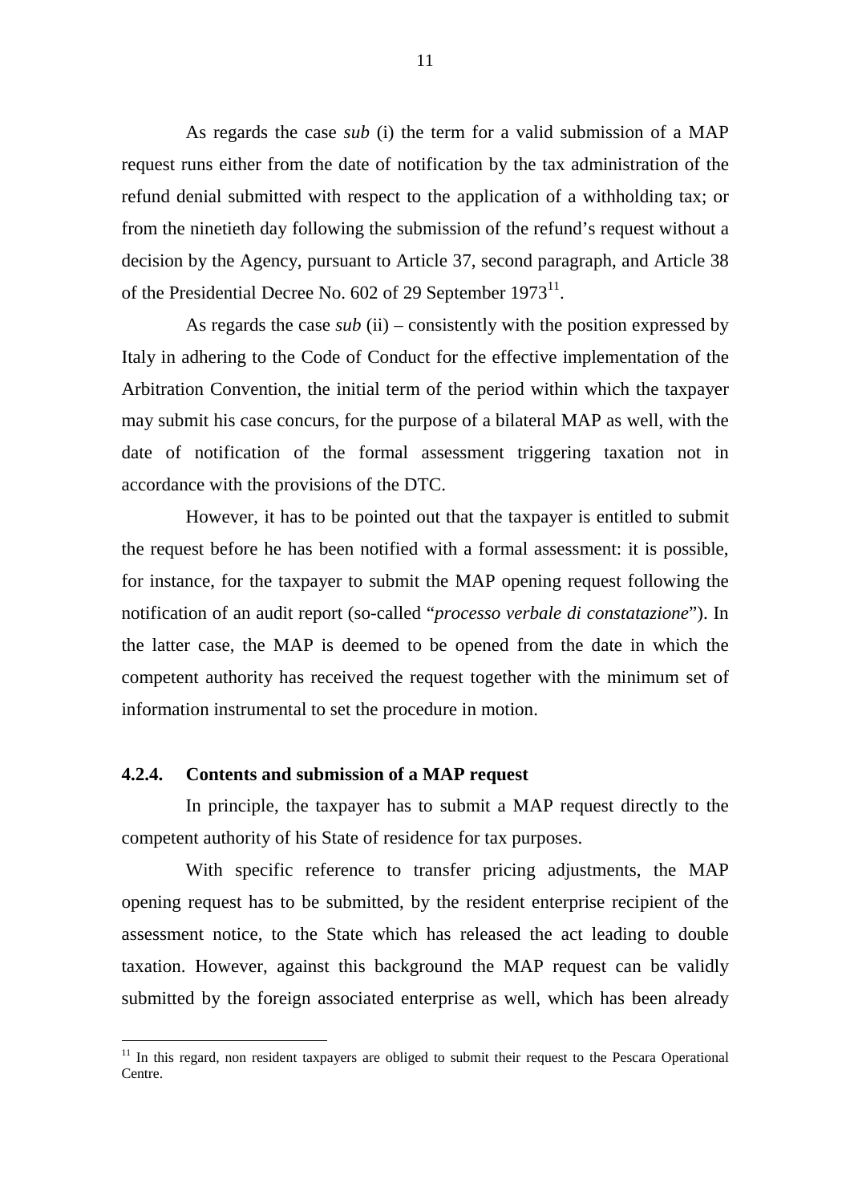As regards the case *sub* (i) the term for a valid submission of a MAP request runs either from the date of notification by the tax administration of the refund denial submitted with respect to the application of a withholding tax; or from the ninetieth day following the submission of the refund's request without a decision by the Agency, pursuant to Article 37, second paragraph, and Article 38 of the Presidential Decree No. 602 of 29 September 1973[11].

As regards the case *sub* (ii) – consistently with the position expressed by Italy in adhering to the Code of Conduct for the effective implementation of the Arbitration Convention, the initial term of the period within which the taxpayer may submit his case concurs, for the purpose of a bilateral MAP as well, with the date of notification of the formal assessment triggering taxation not in accordance with the provisions of the DTC.

However, it has to be pointed out that the taxpayer is entitled to submit the request before he has been notified with a formal assessment: it is possible, for instance, for the taxpayer to submit the MAP opening request following the notification of an audit report (so-called "*processo verbale di constatazione*"). In the latter case, the MAP is deemed to be opened from the date in which the competent authority has received the request together with the minimum set of information instrumental to set the procedure in motion.

#### 4.2.4. Contents and submission of a MAP request

In principle, the taxpayer has to submit a MAP request directly to the competent authority of his State of residence for tax purposes.

With specific reference to transfer pricing adjustments, the MAP opening request has to be submitted, by the resident enterprise recipient of the assessment notice, to the State which has released the act leading to double taxation. However, against this background the MAP request can be validly submitted by the foreign associated enterprise as well, which has been already

[11] In this regard, non resident taxpayers are obliged to submit their request to the Pescara Operational Centre.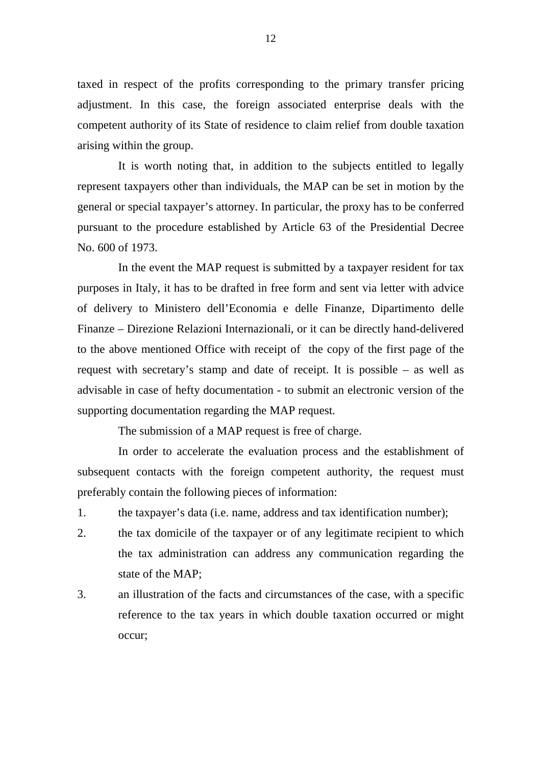taxed in respect of the profits corresponding to the primary transfer pricing adjustment. In this case, the foreign associated enterprise deals with the competent authority of its State of residence to claim relief from double taxation arising within the group.

It is worth noting that, in addition to the subjects entitled to legally represent taxpayers other than individuals, the MAP can be set in motion by the general or special taxpayer's attorney. In particular, the proxy has to be conferred pursuant to the procedure established by Article 63 of the Presidential Decree No. 600 of 1973.

In the event the MAP request is submitted by a taxpayer resident for tax purposes in Italy, it has to be drafted in free form and sent via letter with advice of delivery to Ministero dell'Economia e delle Finanze, Dipartimento delle Finanze – Direzione Relazioni Internazionali, or it can be directly hand-delivered to the above mentioned Office with receipt of the copy of the first page of the request with secretary's stamp and date of receipt. It is possible – as well as advisable in case of hefty documentation - to submit an electronic version of the supporting documentation regarding the MAP request.

The submission of a MAP request is free of charge.

In order to accelerate the evaluation process and the establishment of subsequent contacts with the foreign competent authority, the request must preferably contain the following pieces of information:

1. the taxpayer's data (i.e. name, address and tax identification number);
2. the tax domicile of the taxpayer or of any legitimate recipient to which the tax administration can address any communication regarding the state of the MAP;
3. an illustration of the facts and circumstances of the case, with a specific reference to the tax years in which double taxation occurred or might occur;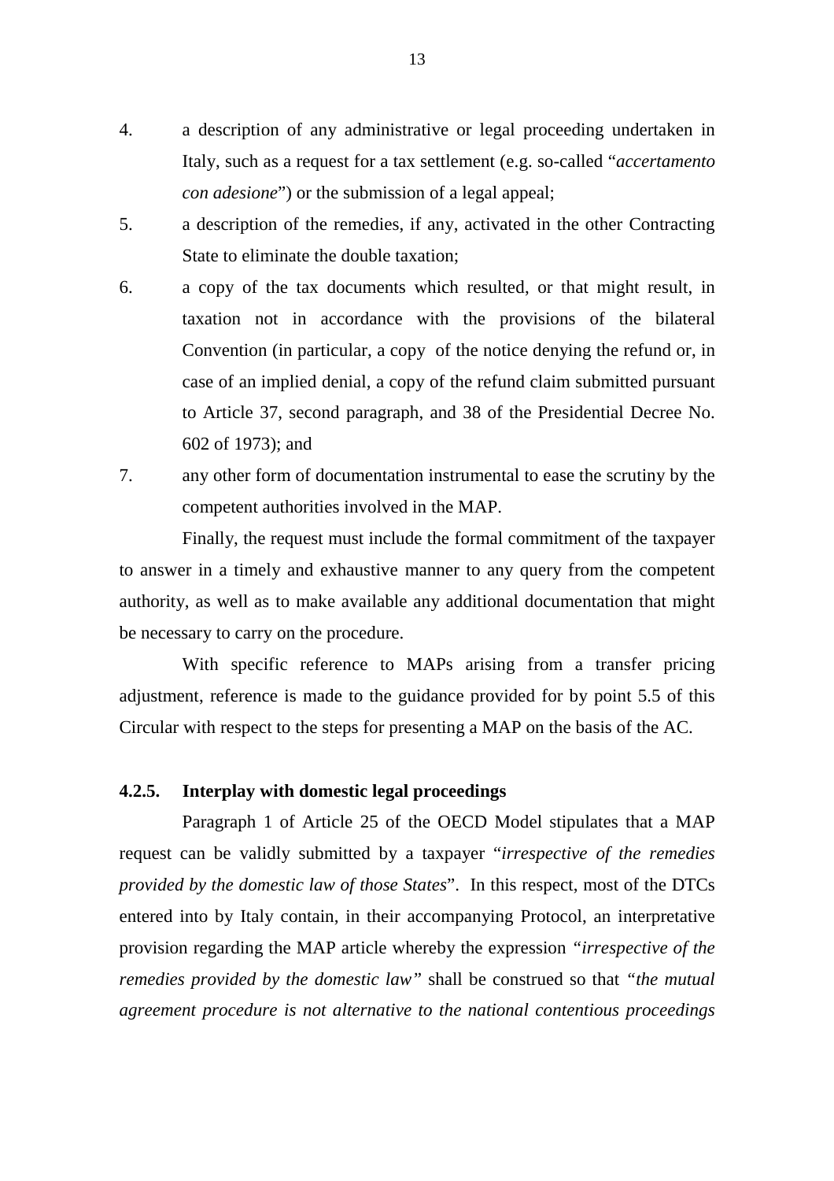4. a description of any administrative or legal proceeding undertaken in Italy, such as a request for a tax settlement (e.g. so-called "*accertamento con adesione*") or the submission of a legal appeal;
5. a description of the remedies, if any, activated in the other Contracting State to eliminate the double taxation;
6. a copy of the tax documents which resulted, or that might result, in taxation not in accordance with the provisions of the bilateral Convention (in particular, a copy of the notice denying the refund or, in case of an implied denial, a copy of the refund claim submitted pursuant to Article 37, second paragraph, and 38 of the Presidential Decree No. 602 of 1973); and
7. any other form of documentation instrumental to ease the scrutiny by the competent authorities involved in the MAP.

Finally, the request must include the formal commitment of the taxpayer to answer in a timely and exhaustive manner to any query from the competent authority, as well as to make available any additional documentation that might be necessary to carry on the procedure.

With specific reference to MAPs arising from a transfer pricing adjustment, reference is made to the guidance provided for by point 5.5 of this Circular with respect to the steps for presenting a MAP on the basis of the AC.

#### 4.2.5. Interplay with domestic legal proceedings

Paragraph 1 of Article 25 of the OECD Model stipulates that a MAP request can be validly submitted by a taxpayer "*irrespective of the remedies provided by the domestic law of those States*". In this respect, most of the DTCs entered into by Italy contain, in their accompanying Protocol, an interpretative provision regarding the MAP article whereby the expression *"irrespective of the remedies provided by the domestic law"* shall be construed so that *"the mutual agreement procedure is not alternative to the national contentious proceedings*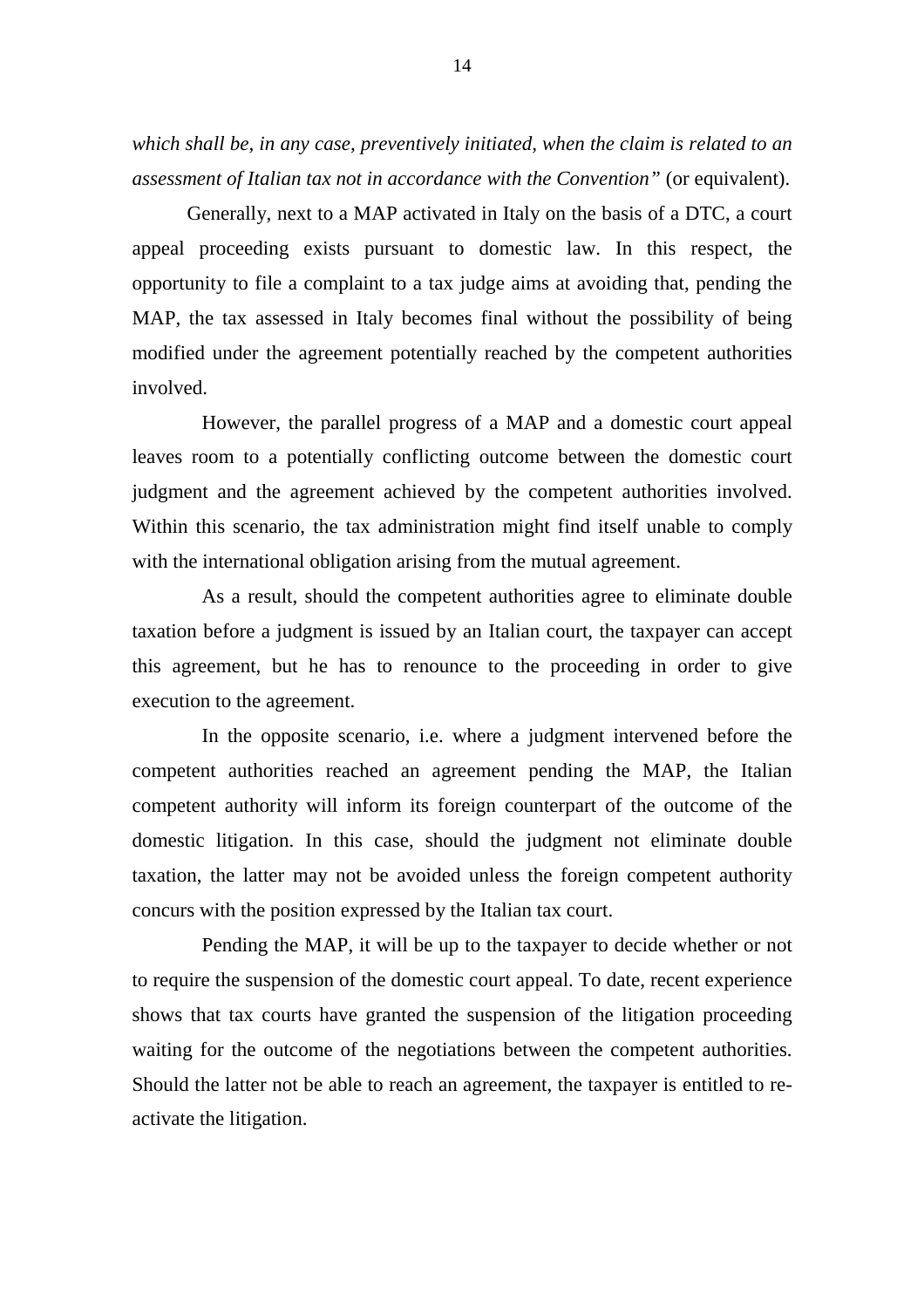*which shall be, in any case, preventively initiated, when the claim is related to an assessment of Italian tax not in accordance with the Convention"* (or equivalent).

Generally, next to a MAP activated in Italy on the basis of a DTC, a court appeal proceeding exists pursuant to domestic law. In this respect, the opportunity to file a complaint to a tax judge aims at avoiding that, pending the MAP, the tax assessed in Italy becomes final without the possibility of being modified under the agreement potentially reached by the competent authorities involved.

However, the parallel progress of a MAP and a domestic court appeal leaves room to a potentially conflicting outcome between the domestic court judgment and the agreement achieved by the competent authorities involved. Within this scenario, the tax administration might find itself unable to comply with the international obligation arising from the mutual agreement.

As a result, should the competent authorities agree to eliminate double taxation before a judgment is issued by an Italian court, the taxpayer can accept this agreement, but he has to renounce to the proceeding in order to give execution to the agreement.

In the opposite scenario, i.e. where a judgment intervened before the competent authorities reached an agreement pending the MAP, the Italian competent authority will inform its foreign counterpart of the outcome of the domestic litigation. In this case, should the judgment not eliminate double taxation, the latter may not be avoided unless the foreign competent authority concurs with the position expressed by the Italian tax court.

Pending the MAP, it will be up to the taxpayer to decide whether or not to require the suspension of the domestic court appeal. To date, recent experience shows that tax courts have granted the suspension of the litigation proceeding waiting for the outcome of the negotiations between the competent authorities. Should the latter not be able to reach an agreement, the taxpayer is entitled to re-activate the litigation.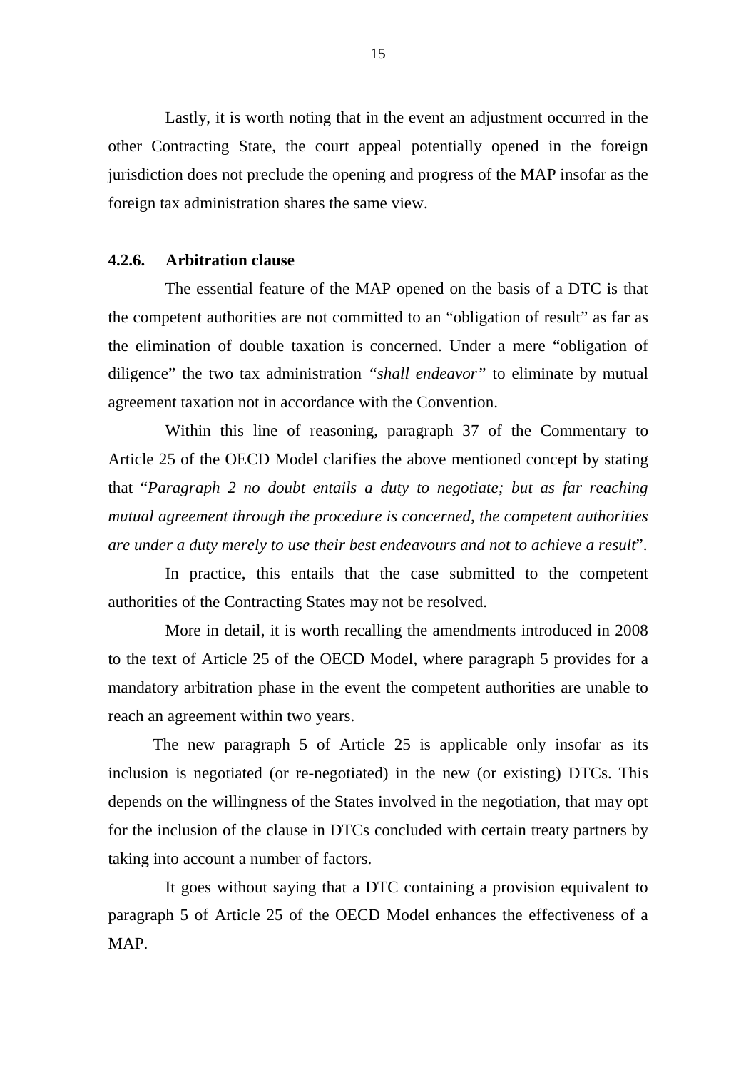Lastly, it is worth noting that in the event an adjustment occurred in the other Contracting State, the court appeal potentially opened in the foreign jurisdiction does not preclude the opening and progress of the MAP insofar as the foreign tax administration shares the same view.

#### 4.2.6. Arbitration clause

The essential feature of the MAP opened on the basis of a DTC is that the competent authorities are not committed to an "obligation of result" as far as the elimination of double taxation is concerned. Under a mere "obligation of diligence" the two tax administration *"shall endeavor"* to eliminate by mutual agreement taxation not in accordance with the Convention.

Within this line of reasoning, paragraph 37 of the Commentary to Article 25 of the OECD Model clarifies the above mentioned concept by stating that "*Paragraph 2 no doubt entails a duty to negotiate; but as far reaching mutual agreement through the procedure is concerned, the competent authorities are under a duty merely to use their best endeavours and not to achieve a result*".

In practice, this entails that the case submitted to the competent authorities of the Contracting States may not be resolved.

More in detail, it is worth recalling the amendments introduced in 2008 to the text of Article 25 of the OECD Model, where paragraph 5 provides for a mandatory arbitration phase in the event the competent authorities are unable to reach an agreement within two years.

The new paragraph 5 of Article 25 is applicable only insofar as its inclusion is negotiated (or re-negotiated) in the new (or existing) DTCs. This depends on the willingness of the States involved in the negotiation, that may opt for the inclusion of the clause in DTCs concluded with certain treaty partners by taking into account a number of factors.

It goes without saying that a DTC containing a provision equivalent to paragraph 5 of Article 25 of the OECD Model enhances the effectiveness of a MAP.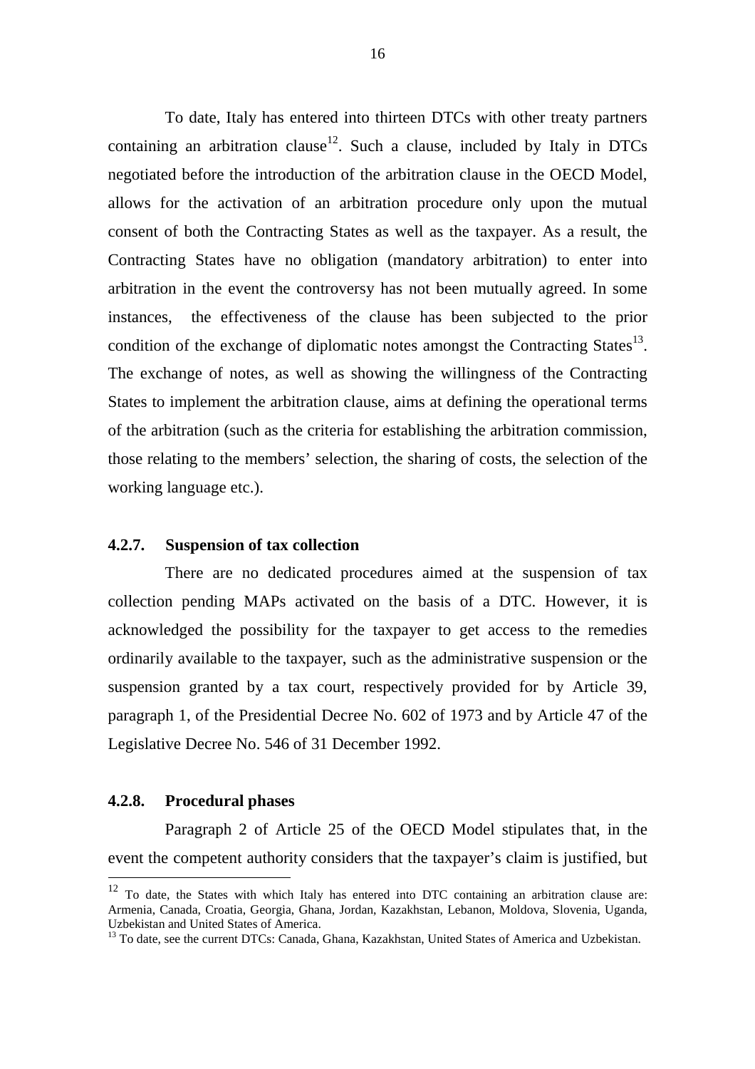To date, Italy has entered into thirteen DTCs with other treaty partners containing an arbitration clause[12]. Such a clause, included by Italy in DTCs negotiated before the introduction of the arbitration clause in the OECD Model, allows for the activation of an arbitration procedure only upon the mutual consent of both the Contracting States as well as the taxpayer. As a result, the Contracting States have no obligation (mandatory arbitration) to enter into arbitration in the event the controversy has not been mutually agreed. In some instances, the effectiveness of the clause has been subjected to the prior condition of the exchange of diplomatic notes amongst the Contracting States[13]. The exchange of notes, as well as showing the willingness of the Contracting States to implement the arbitration clause, aims at defining the operational terms of the arbitration (such as the criteria for establishing the arbitration commission, those relating to the members' selection, the sharing of costs, the selection of the working language etc.).

#### 4.2.7. Suspension of tax collection

There are no dedicated procedures aimed at the suspension of tax collection pending MAPs activated on the basis of a DTC. However, it is acknowledged the possibility for the taxpayer to get access to the remedies ordinarily available to the taxpayer, such as the administrative suspension or the suspension granted by a tax court, respectively provided for by Article 39, paragraph 1, of the Presidential Decree No. 602 of 1973 and by Article 47 of the Legislative Decree No. 546 of 31 December 1992.

#### 4.2.8. Procedural phases

Paragraph 2 of Article 25 of the OECD Model stipulates that, in the event the competent authority considers that the taxpayer's claim is justified, but

---

[12] To date, the States with which Italy has entered into DTC containing an arbitration clause are: Armenia, Canada, Croatia, Georgia, Ghana, Jordan, Kazakhstan, Lebanon, Moldova, Slovenia, Uganda, Uzbekistan and United States of America.

[13] To date, see the current DTCs: Canada, Ghana, Kazakhstan, United States of America and Uzbekistan.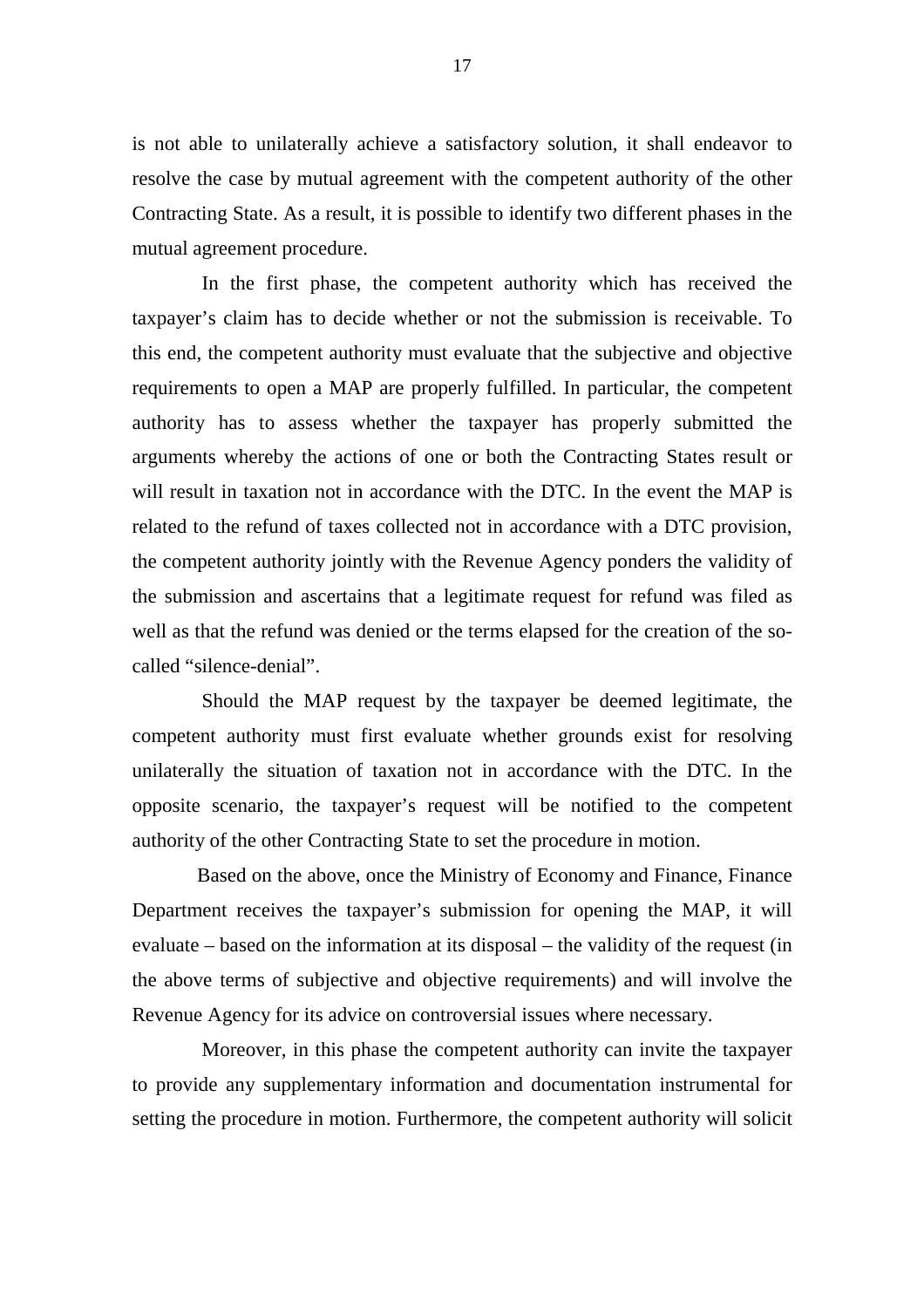is not able to unilaterally achieve a satisfactory solution, it shall endeavor to resolve the case by mutual agreement with the competent authority of the other Contracting State. As a result, it is possible to identify two different phases in the mutual agreement procedure.

In the first phase, the competent authority which has received the taxpayer's claim has to decide whether or not the submission is receivable. To this end, the competent authority must evaluate that the subjective and objective requirements to open a MAP are properly fulfilled. In particular, the competent authority has to assess whether the taxpayer has properly submitted the arguments whereby the actions of one or both the Contracting States result or will result in taxation not in accordance with the DTC. In the event the MAP is related to the refund of taxes collected not in accordance with a DTC provision, the competent authority jointly with the Revenue Agency ponders the validity of the submission and ascertains that a legitimate request for refund was filed as well as that the refund was denied or the terms elapsed for the creation of the so-called "silence-denial".

Should the MAP request by the taxpayer be deemed legitimate, the competent authority must first evaluate whether grounds exist for resolving unilaterally the situation of taxation not in accordance with the DTC. In the opposite scenario, the taxpayer's request will be notified to the competent authority of the other Contracting State to set the procedure in motion.

Based on the above, once the Ministry of Economy and Finance, Finance Department receives the taxpayer's submission for opening the MAP, it will evaluate – based on the information at its disposal – the validity of the request (in the above terms of subjective and objective requirements) and will involve the Revenue Agency for its advice on controversial issues where necessary.

Moreover, in this phase the competent authority can invite the taxpayer to provide any supplementary information and documentation instrumental for setting the procedure in motion. Furthermore, the competent authority will solicit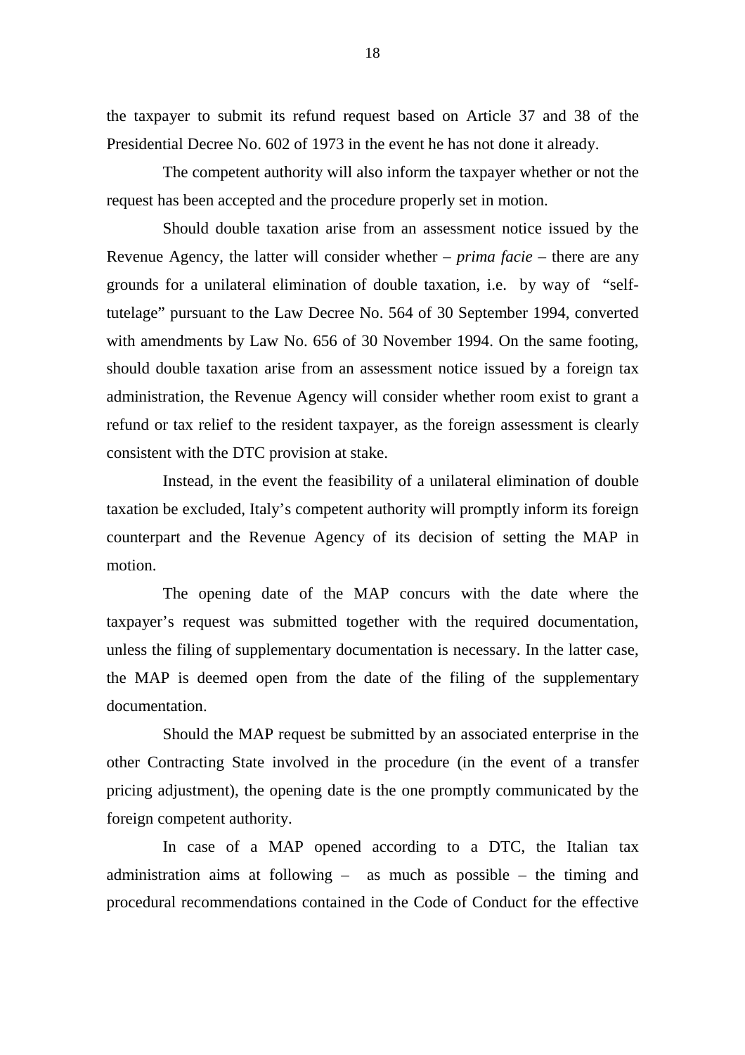the taxpayer to submit its refund request based on Article 37 and 38 of the Presidential Decree No. 602 of 1973 in the event he has not done it already.

The competent authority will also inform the taxpayer whether or not the request has been accepted and the procedure properly set in motion.

Should double taxation arise from an assessment notice issued by the Revenue Agency, the latter will consider whether – *prima facie* – there are any grounds for a unilateral elimination of double taxation, i.e. by way of "self-tutelage" pursuant to the Law Decree No. 564 of 30 September 1994, converted with amendments by Law No. 656 of 30 November 1994. On the same footing, should double taxation arise from an assessment notice issued by a foreign tax administration, the Revenue Agency will consider whether room exist to grant a refund or tax relief to the resident taxpayer, as the foreign assessment is clearly consistent with the DTC provision at stake.

Instead, in the event the feasibility of a unilateral elimination of double taxation be excluded, Italy's competent authority will promptly inform its foreign counterpart and the Revenue Agency of its decision of setting the MAP in motion.

The opening date of the MAP concurs with the date where the taxpayer's request was submitted together with the required documentation, unless the filing of supplementary documentation is necessary. In the latter case, the MAP is deemed open from the date of the filing of the supplementary documentation.

Should the MAP request be submitted by an associated enterprise in the other Contracting State involved in the procedure (in the event of a transfer pricing adjustment), the opening date is the one promptly communicated by the foreign competent authority.

In case of a MAP opened according to a DTC, the Italian tax administration aims at following – as much as possible – the timing and procedural recommendations contained in the Code of Conduct for the effective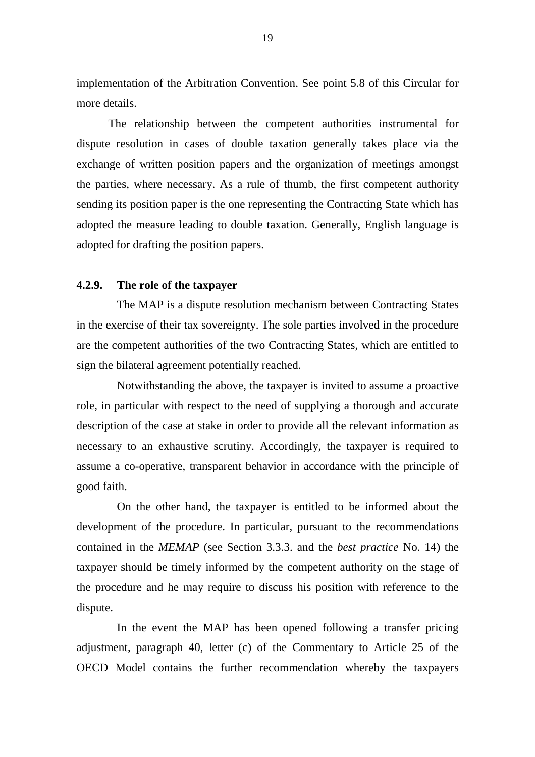implementation of the Arbitration Convention. See point 5.8 of this Circular for more details.

The relationship between the competent authorities instrumental for dispute resolution in cases of double taxation generally takes place via the exchange of written position papers and the organization of meetings amongst the parties, where necessary. As a rule of thumb, the first competent authority sending its position paper is the one representing the Contracting State which has adopted the measure leading to double taxation. Generally, English language is adopted for drafting the position papers.

#### 4.2.9. The role of the taxpayer

The MAP is a dispute resolution mechanism between Contracting States in the exercise of their tax sovereignty. The sole parties involved in the procedure are the competent authorities of the two Contracting States, which are entitled to sign the bilateral agreement potentially reached.

Notwithstanding the above, the taxpayer is invited to assume a proactive role, in particular with respect to the need of supplying a thorough and accurate description of the case at stake in order to provide all the relevant information as necessary to an exhaustive scrutiny. Accordingly, the taxpayer is required to assume a co-operative, transparent behavior in accordance with the principle of good faith.

On the other hand, the taxpayer is entitled to be informed about the development of the procedure. In particular, pursuant to the recommendations contained in the *MEMAP* (see Section 3.3.3. and the *best practice* No. 14) the taxpayer should be timely informed by the competent authority on the stage of the procedure and he may require to discuss his position with reference to the dispute.

In the event the MAP has been opened following a transfer pricing adjustment, paragraph 40, letter (c) of the Commentary to Article 25 of the OECD Model contains the further recommendation whereby the taxpayers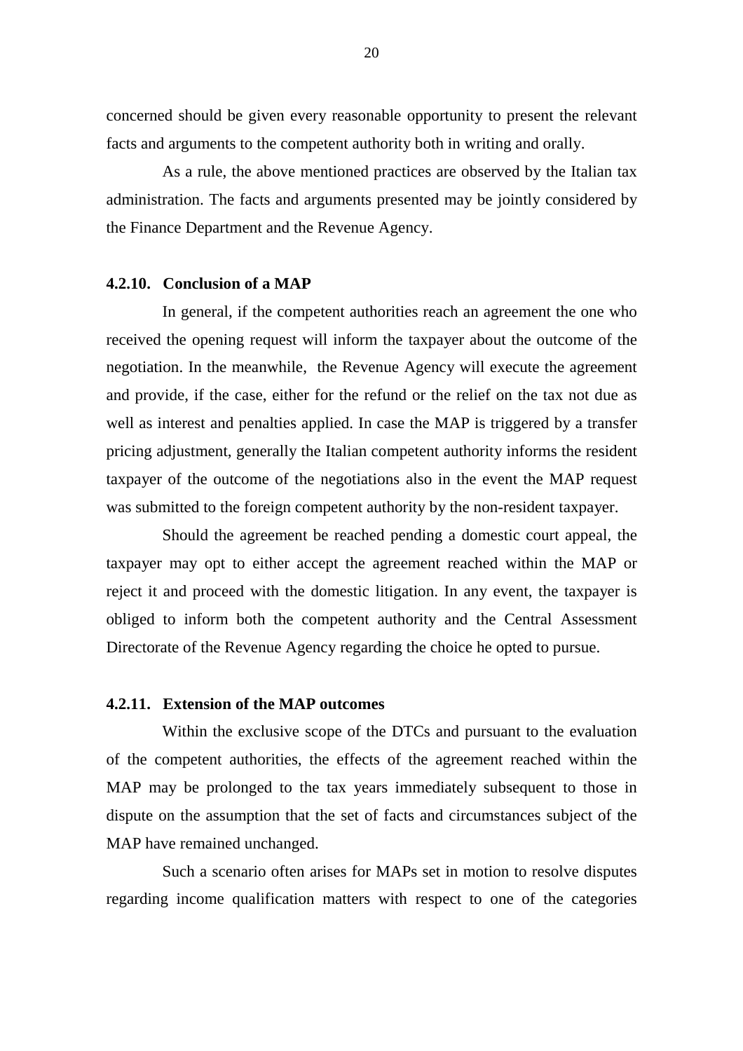concerned should be given every reasonable opportunity to present the relevant facts and arguments to the competent authority both in writing and orally.

As a rule, the above mentioned practices are observed by the Italian tax administration. The facts and arguments presented may be jointly considered by the Finance Department and the Revenue Agency.

### 4.2.10. Conclusion of a MAP

In general, if the competent authorities reach an agreement the one who received the opening request will inform the taxpayer about the outcome of the negotiation. In the meanwhile, the Revenue Agency will execute the agreement and provide, if the case, either for the refund or the relief on the tax not due as well as interest and penalties applied. In case the MAP is triggered by a transfer pricing adjustment, generally the Italian competent authority informs the resident taxpayer of the outcome of the negotiations also in the event the MAP request was submitted to the foreign competent authority by the non-resident taxpayer.

Should the agreement be reached pending a domestic court appeal, the taxpayer may opt to either accept the agreement reached within the MAP or reject it and proceed with the domestic litigation. In any event, the taxpayer is obliged to inform both the competent authority and the Central Assessment Directorate of the Revenue Agency regarding the choice he opted to pursue.

### 4.2.11. Extension of the MAP outcomes

Within the exclusive scope of the DTCs and pursuant to the evaluation of the competent authorities, the effects of the agreement reached within the MAP may be prolonged to the tax years immediately subsequent to those in dispute on the assumption that the set of facts and circumstances subject of the MAP have remained unchanged.

Such a scenario often arises for MAPs set in motion to resolve disputes regarding income qualification matters with respect to one of the categories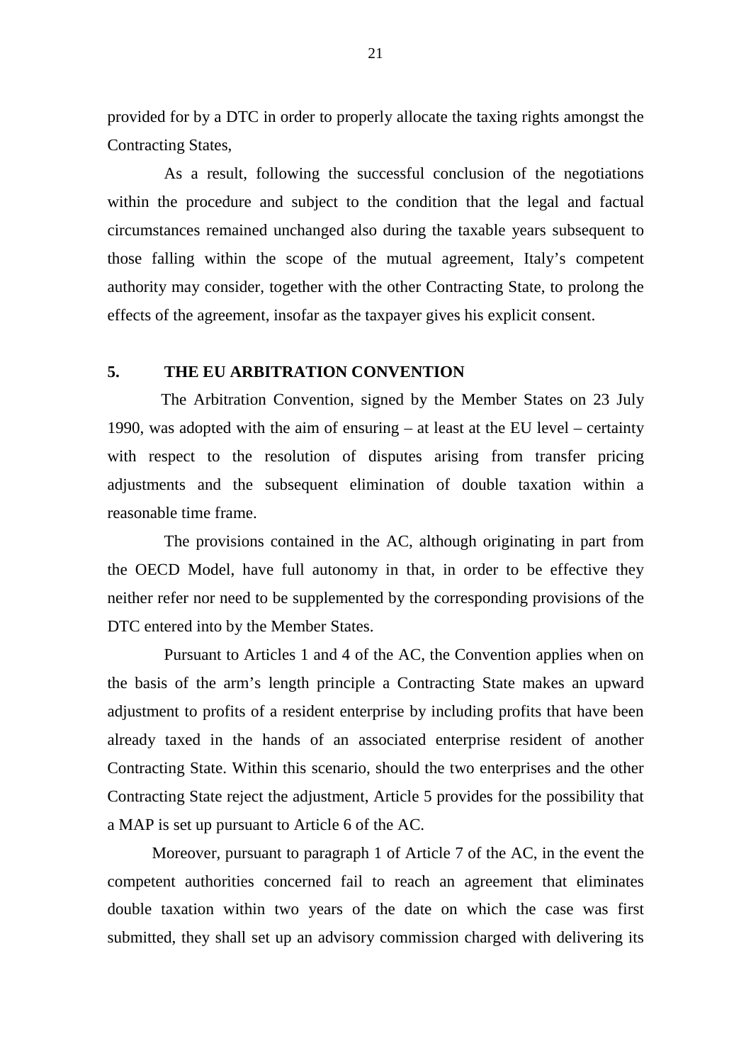provided for by a DTC in order to properly allocate the taxing rights amongst the Contracting States,

As a result, following the successful conclusion of the negotiations within the procedure and subject to the condition that the legal and factual circumstances remained unchanged also during the taxable years subsequent to those falling within the scope of the mutual agreement, Italy's competent authority may consider, together with the other Contracting State, to prolong the effects of the agreement, insofar as the taxpayer gives his explicit consent.

## 5. THE EU ARBITRATION CONVENTION

The Arbitration Convention, signed by the Member States on 23 July 1990, was adopted with the aim of ensuring – at least at the EU level – certainty with respect to the resolution of disputes arising from transfer pricing adjustments and the subsequent elimination of double taxation within a reasonable time frame.

The provisions contained in the AC, although originating in part from the OECD Model, have full autonomy in that, in order to be effective they neither refer nor need to be supplemented by the corresponding provisions of the DTC entered into by the Member States.

Pursuant to Articles 1 and 4 of the AC, the Convention applies when on the basis of the arm's length principle a Contracting State makes an upward adjustment to profits of a resident enterprise by including profits that have been already taxed in the hands of an associated enterprise resident of another Contracting State. Within this scenario, should the two enterprises and the other Contracting State reject the adjustment, Article 5 provides for the possibility that a MAP is set up pursuant to Article 6 of the AC.

Moreover, pursuant to paragraph 1 of Article 7 of the AC, in the event the competent authorities concerned fail to reach an agreement that eliminates double taxation within two years of the date on which the case was first submitted, they shall set up an advisory commission charged with delivering its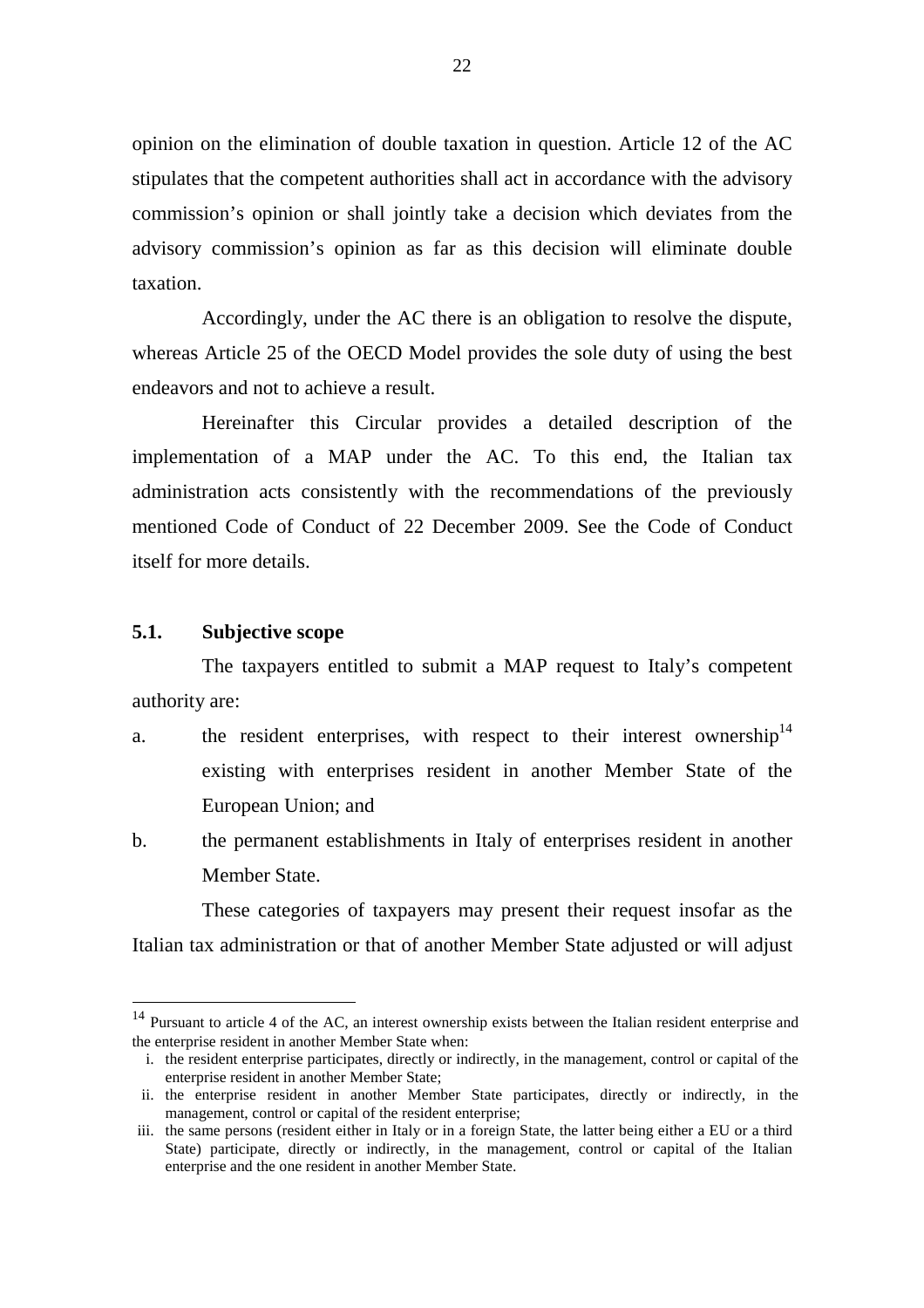opinion on the elimination of double taxation in question. Article 12 of the AC stipulates that the competent authorities shall act in accordance with the advisory commission's opinion or shall jointly take a decision which deviates from the advisory commission's opinion as far as this decision will eliminate double taxation.

Accordingly, under the AC there is an obligation to resolve the dispute, whereas Article 25 of the OECD Model provides the sole duty of using the best endeavors and not to achieve a result.

Hereinafter this Circular provides a detailed description of the implementation of a MAP under the AC. To this end, the Italian tax administration acts consistently with the recommendations of the previously mentioned Code of Conduct of 22 December 2009. See the Code of Conduct itself for more details.

### 5.1. Subjective scope

The taxpayers entitled to submit a MAP request to Italy's competent authority are:

a. the resident enterprises, with respect to their interest ownership[14] existing with enterprises resident in another Member State of the European Union; and

b. the permanent establishments in Italy of enterprises resident in another Member State.

These categories of taxpayers may present their request insofar as the Italian tax administration or that of another Member State adjusted or will adjust

---

[14] Pursuant to article 4 of the AC, an interest ownership exists between the Italian resident enterprise and the enterprise resident in another Member State when:

i. the resident enterprise participates, directly or indirectly, in the management, control or capital of the enterprise resident in another Member State;
ii. the enterprise resident in another Member State participates, directly or indirectly, in the management, control or capital of the resident enterprise;
iii. the same persons (resident either in Italy or in a foreign State, the latter being either a EU or a third State) participate, directly or indirectly, in the management, control or capital of the Italian enterprise and the one resident in another Member State.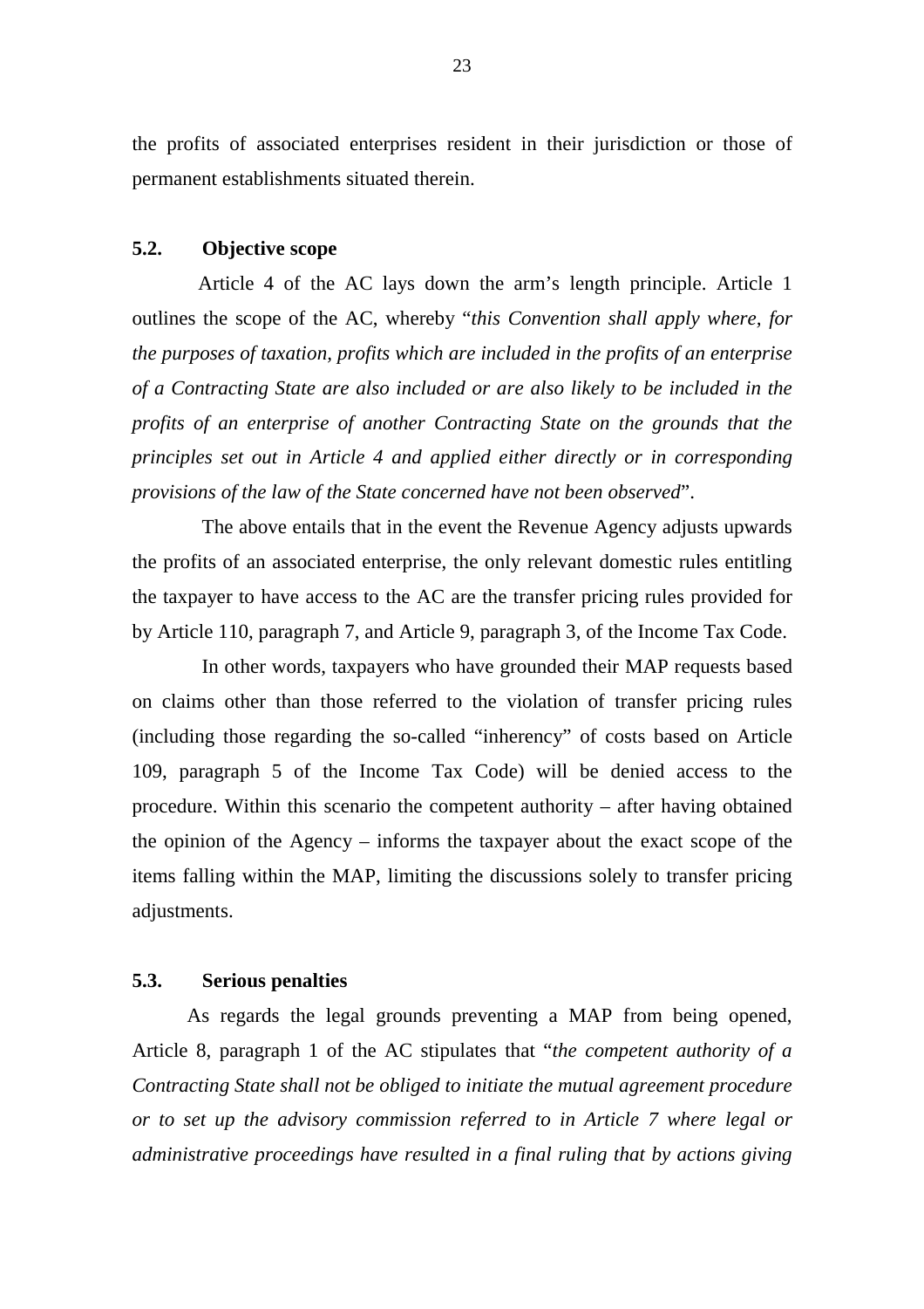the profits of associated enterprises resident in their jurisdiction or those of permanent establishments situated therein.

### 5.2. Objective scope

Article 4 of the AC lays down the arm's length principle. Article 1 outlines the scope of the AC, whereby "*this Convention shall apply where, for the purposes of taxation, profits which are included in the profits of an enterprise of a Contracting State are also included or are also likely to be included in the profits of an enterprise of another Contracting State on the grounds that the principles set out in Article 4 and applied either directly or in corresponding provisions of the law of the State concerned have not been observed*".

The above entails that in the event the Revenue Agency adjusts upwards the profits of an associated enterprise, the only relevant domestic rules entitling the taxpayer to have access to the AC are the transfer pricing rules provided for by Article 110, paragraph 7, and Article 9, paragraph 3, of the Income Tax Code.

In other words, taxpayers who have grounded their MAP requests based on claims other than those referred to the violation of transfer pricing rules (including those regarding the so-called "inherency" of costs based on Article 109, paragraph 5 of the Income Tax Code) will be denied access to the procedure. Within this scenario the competent authority – after having obtained the opinion of the Agency – informs the taxpayer about the exact scope of the items falling within the MAP, limiting the discussions solely to transfer pricing adjustments.

### 5.3. Serious penalties

As regards the legal grounds preventing a MAP from being opened, Article 8, paragraph 1 of the AC stipulates that "*the competent authority of a Contracting State shall not be obliged to initiate the mutual agreement procedure or to set up the advisory commission referred to in Article 7 where legal or administrative proceedings have resulted in a final ruling that by actions giving*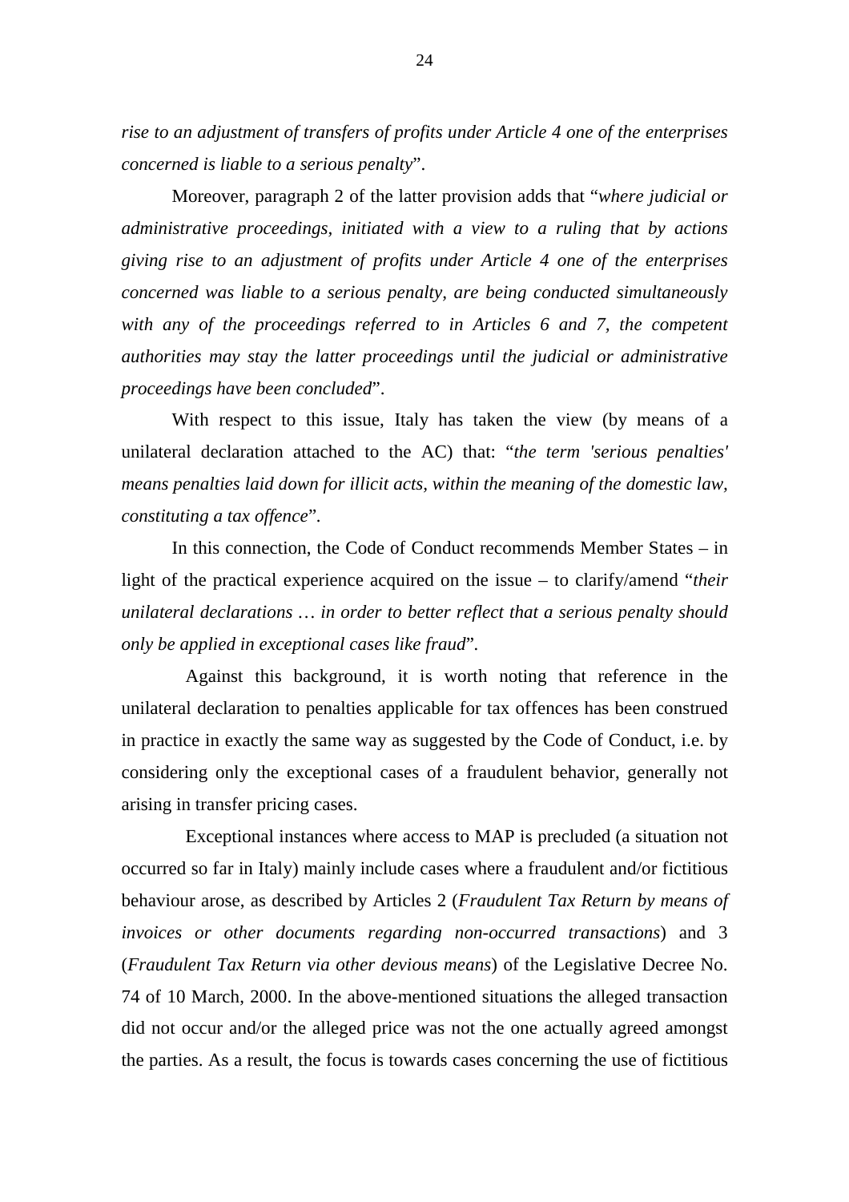*rise to an adjustment of transfers of profits under Article 4 one of the enterprises concerned is liable to a serious penalty*".

Moreover, paragraph 2 of the latter provision adds that "*where judicial or administrative proceedings, initiated with a view to a ruling that by actions giving rise to an adjustment of profits under Article 4 one of the enterprises concerned was liable to a serious penalty, are being conducted simultaneously with any of the proceedings referred to in Articles 6 and 7, the competent authorities may stay the latter proceedings until the judicial or administrative proceedings have been concluded*".

With respect to this issue, Italy has taken the view (by means of a unilateral declaration attached to the AC) that: "*the term 'serious penalties' means penalties laid down for illicit acts, within the meaning of the domestic law, constituting a tax offence*".

In this connection, the Code of Conduct recommends Member States – in light of the practical experience acquired on the issue – to clarify/amend "*their unilateral declarations … in order to better reflect that a serious penalty should only be applied in exceptional cases like fraud*".

Against this background, it is worth noting that reference in the unilateral declaration to penalties applicable for tax offences has been construed in practice in exactly the same way as suggested by the Code of Conduct, i.e. by considering only the exceptional cases of a fraudulent behavior, generally not arising in transfer pricing cases.

Exceptional instances where access to MAP is precluded (a situation not occurred so far in Italy) mainly include cases where a fraudulent and/or fictitious behaviour arose, as described by Articles 2 (*Fraudulent Tax Return by means of invoices or other documents regarding non-occurred transactions*) and 3 (*Fraudulent Tax Return via other devious means*) of the Legislative Decree No. 74 of 10 March, 2000. In the above-mentioned situations the alleged transaction did not occur and/or the alleged price was not the one actually agreed amongst the parties. As a result, the focus is towards cases concerning the use of fictitious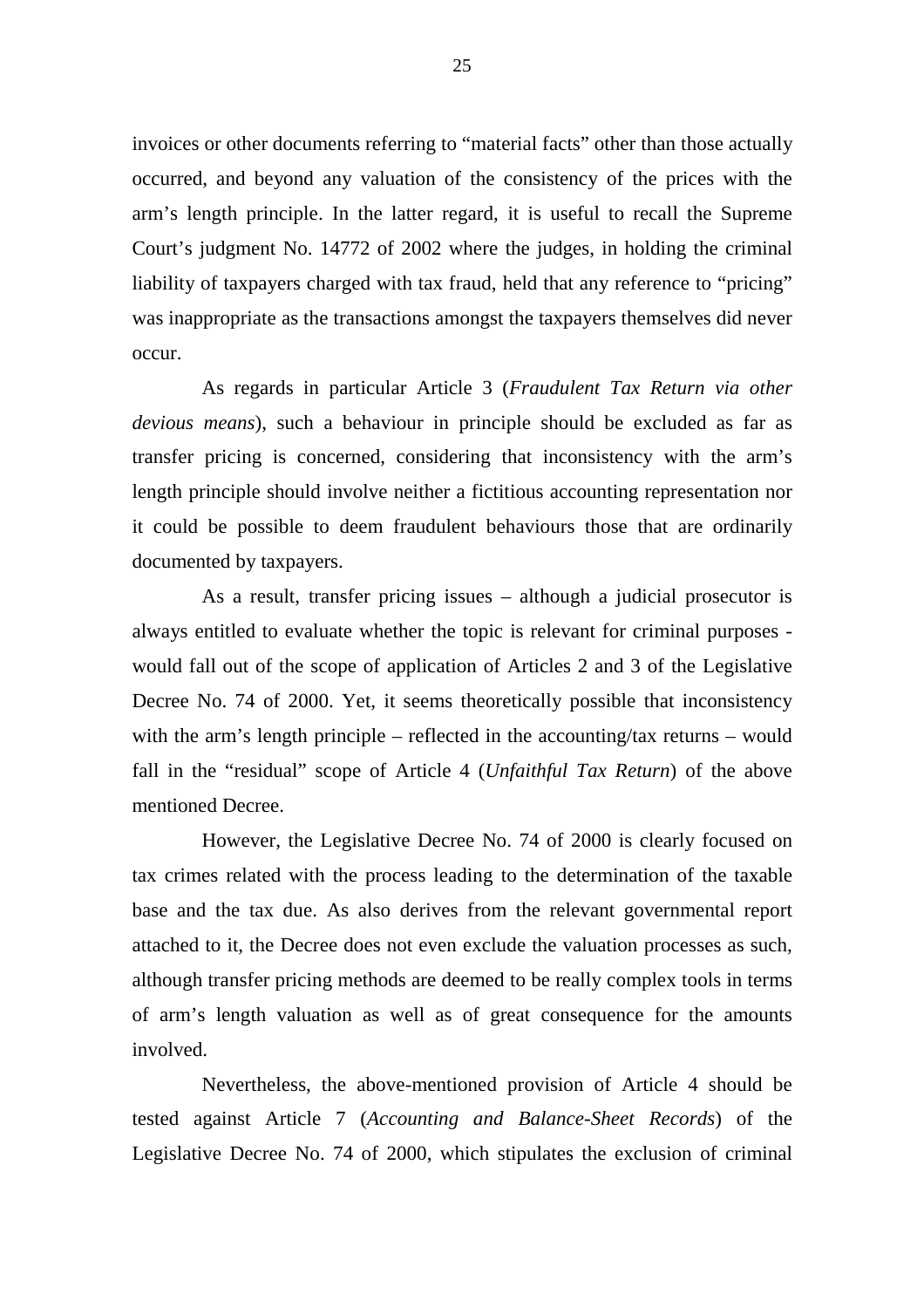invoices or other documents referring to "material facts" other than those actually occurred, and beyond any valuation of the consistency of the prices with the arm's length principle. In the latter regard, it is useful to recall the Supreme Court's judgment No. 14772 of 2002 where the judges, in holding the criminal liability of taxpayers charged with tax fraud, held that any reference to "pricing" was inappropriate as the transactions amongst the taxpayers themselves did never occur.

As regards in particular Article 3 (*Fraudulent Tax Return via other devious means*), such a behaviour in principle should be excluded as far as transfer pricing is concerned, considering that inconsistency with the arm's length principle should involve neither a fictitious accounting representation nor it could be possible to deem fraudulent behaviours those that are ordinarily documented by taxpayers.

As a result, transfer pricing issues – although a judicial prosecutor is always entitled to evaluate whether the topic is relevant for criminal purposes - would fall out of the scope of application of Articles 2 and 3 of the Legislative Decree No. 74 of 2000. Yet, it seems theoretically possible that inconsistency with the arm's length principle – reflected in the accounting/tax returns – would fall in the "residual" scope of Article 4 (*Unfaithful Tax Return*) of the above mentioned Decree.

However, the Legislative Decree No. 74 of 2000 is clearly focused on tax crimes related with the process leading to the determination of the taxable base and the tax due. As also derives from the relevant governmental report attached to it, the Decree does not even exclude the valuation processes as such, although transfer pricing methods are deemed to be really complex tools in terms of arm's length valuation as well as of great consequence for the amounts involved.

Nevertheless, the above-mentioned provision of Article 4 should be tested against Article 7 (*Accounting and Balance-Sheet Records*) of the Legislative Decree No. 74 of 2000, which stipulates the exclusion of criminal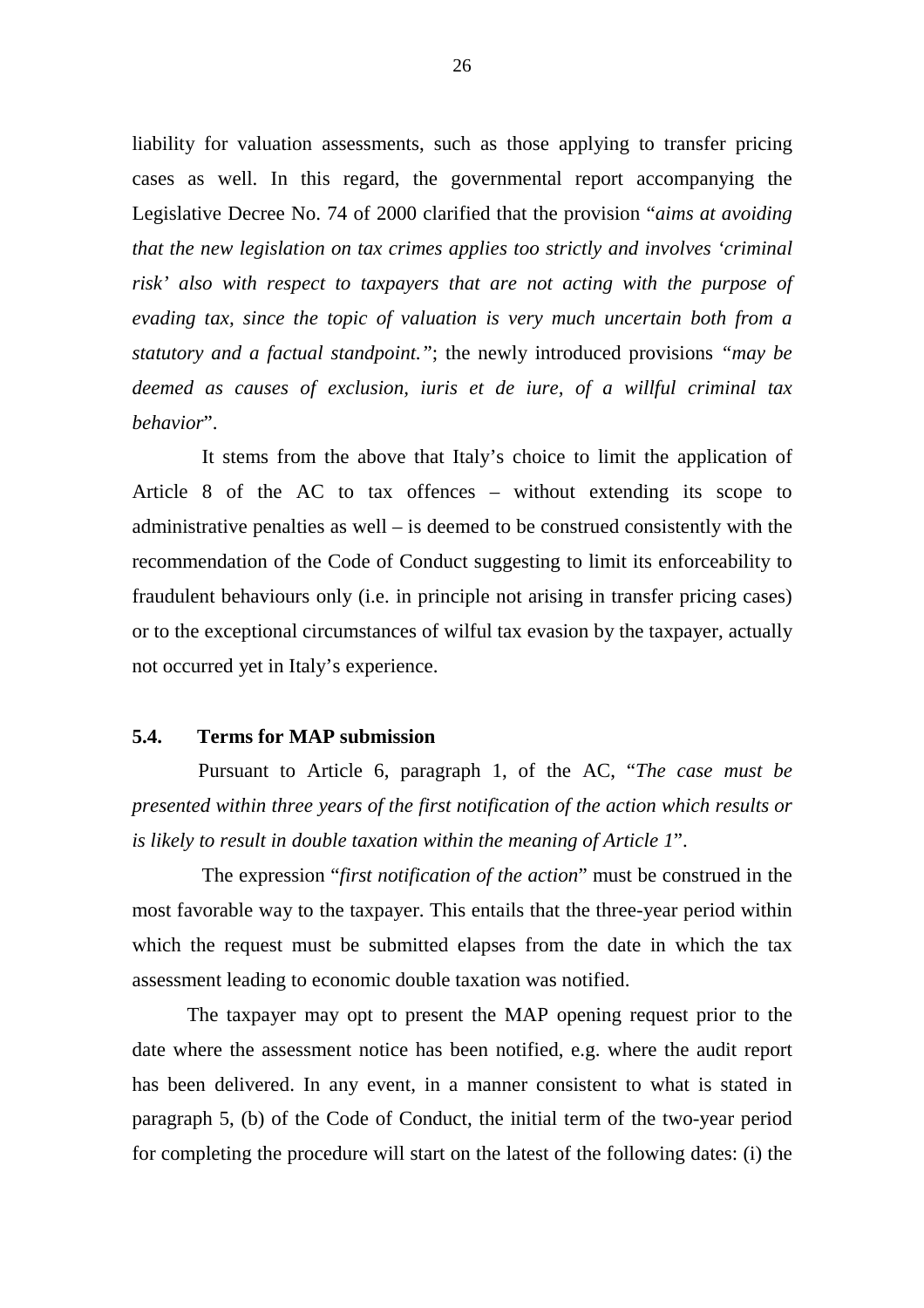liability for valuation assessments, such as those applying to transfer pricing cases as well. In this regard, the governmental report accompanying the Legislative Decree No. 74 of 2000 clarified that the provision "*aims at avoiding that the new legislation on tax crimes applies too strictly and involves 'criminal risk' also with respect to taxpayers that are not acting with the purpose of evading tax, since the topic of valuation is very much uncertain both from a statutory and a factual standpoint.*"; the newly introduced provisions "*may be deemed as causes of exclusion, iuris et de iure, of a willful criminal tax behavior*".

It stems from the above that Italy's choice to limit the application of Article 8 of the AC to tax offences – without extending its scope to administrative penalties as well – is deemed to be construed consistently with the recommendation of the Code of Conduct suggesting to limit its enforceability to fraudulent behaviours only (i.e. in principle not arising in transfer pricing cases) or to the exceptional circumstances of wilful tax evasion by the taxpayer, actually not occurred yet in Italy's experience.

### 5.4. Terms for MAP submission

Pursuant to Article 6, paragraph 1, of the AC, "*The case must be presented within three years of the first notification of the action which results or is likely to result in double taxation within the meaning of Article 1*".

The expression "*first notification of the action*" must be construed in the most favorable way to the taxpayer. This entails that the three-year period within which the request must be submitted elapses from the date in which the tax assessment leading to economic double taxation was notified.

The taxpayer may opt to present the MAP opening request prior to the date where the assessment notice has been notified, e.g. where the audit report has been delivered. In any event, in a manner consistent to what is stated in paragraph 5, (b) of the Code of Conduct, the initial term of the two-year period for completing the procedure will start on the latest of the following dates: (i) the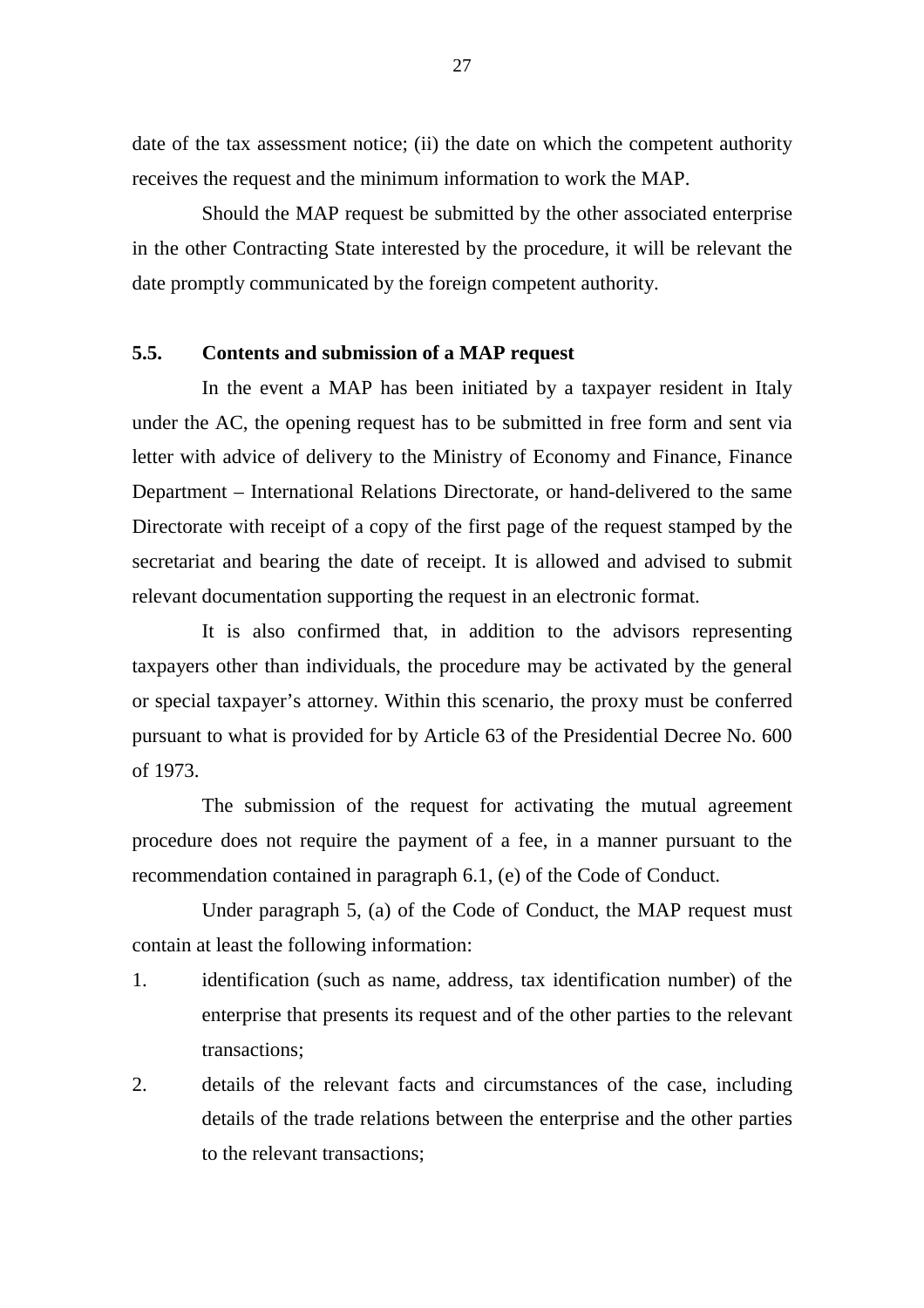date of the tax assessment notice; (ii) the date on which the competent authority receives the request and the minimum information to work the MAP.

Should the MAP request be submitted by the other associated enterprise in the other Contracting State interested by the procedure, it will be relevant the date promptly communicated by the foreign competent authority.

## 5.5. Contents and submission of a MAP request

In the event a MAP has been initiated by a taxpayer resident in Italy under the AC, the opening request has to be submitted in free form and sent via letter with advice of delivery to the Ministry of Economy and Finance, Finance Department – International Relations Directorate, or hand-delivered to the same Directorate with receipt of a copy of the first page of the request stamped by the secretariat and bearing the date of receipt. It is allowed and advised to submit relevant documentation supporting the request in an electronic format.

It is also confirmed that, in addition to the advisors representing taxpayers other than individuals, the procedure may be activated by the general or special taxpayer's attorney. Within this scenario, the proxy must be conferred pursuant to what is provided for by Article 63 of the Presidential Decree No. 600 of 1973.

The submission of the request for activating the mutual agreement procedure does not require the payment of a fee, in a manner pursuant to the recommendation contained in paragraph 6.1, (e) of the Code of Conduct.

Under paragraph 5, (a) of the Code of Conduct, the MAP request must contain at least the following information:

1. identification (such as name, address, tax identification number) of the enterprise that presents its request and of the other parties to the relevant transactions;
2. details of the relevant facts and circumstances of the case, including details of the trade relations between the enterprise and the other parties to the relevant transactions;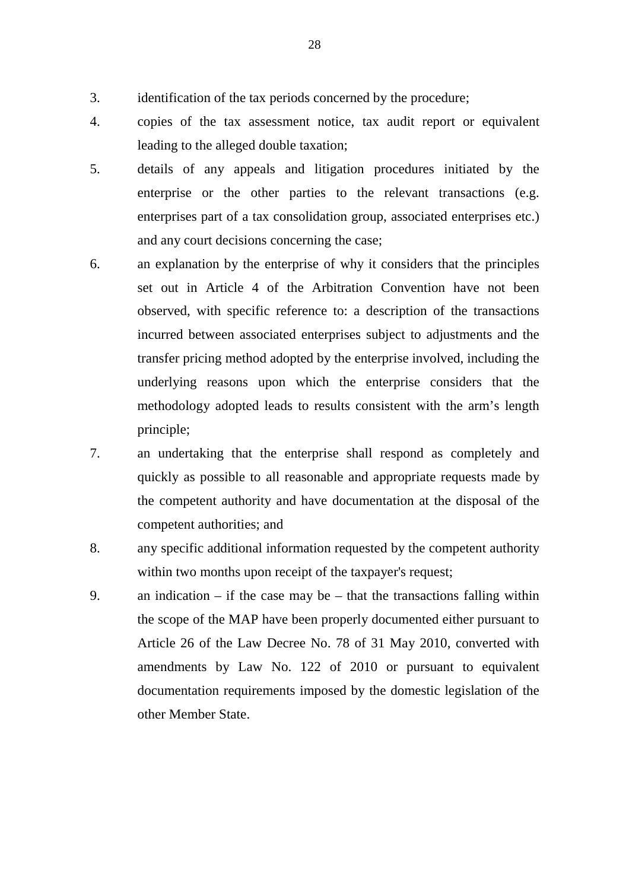3. identification of the tax periods concerned by the procedure;
4. copies of the tax assessment notice, tax audit report or equivalent leading to the alleged double taxation;
5. details of any appeals and litigation procedures initiated by the enterprise or the other parties to the relevant transactions (e.g. enterprises part of a tax consolidation group, associated enterprises etc.) and any court decisions concerning the case;
6. an explanation by the enterprise of why it considers that the principles set out in Article 4 of the Arbitration Convention have not been observed, with specific reference to: a description of the transactions incurred between associated enterprises subject to adjustments and the transfer pricing method adopted by the enterprise involved, including the underlying reasons upon which the enterprise considers that the methodology adopted leads to results consistent with the arm’s length principle;
7. an undertaking that the enterprise shall respond as completely and quickly as possible to all reasonable and appropriate requests made by the competent authority and have documentation at the disposal of the competent authorities; and
8. any specific additional information requested by the competent authority within two months upon receipt of the taxpayer's request;
9. an indication – if the case may be – that the transactions falling within the scope of the MAP have been properly documented either pursuant to Article 26 of the Law Decree No. 78 of 31 May 2010, converted with amendments by Law No. 122 of 2010 or pursuant to equivalent documentation requirements imposed by the domestic legislation of the other Member State.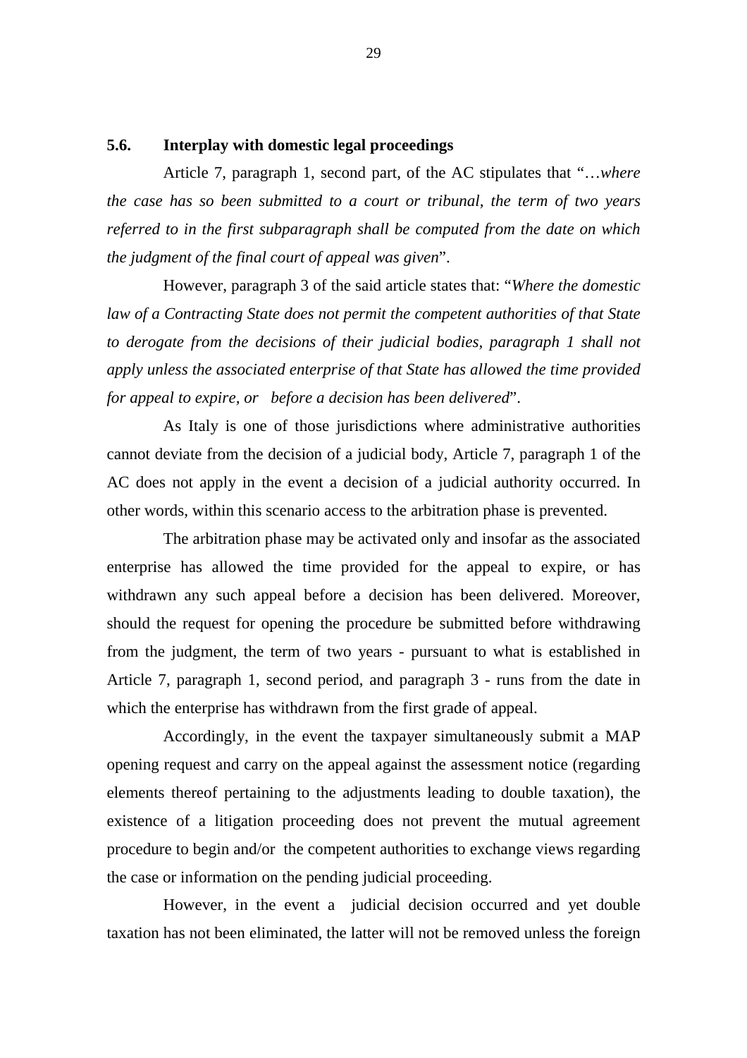### 5.6. Interplay with domestic legal proceedings

Article 7, paragraph 1, second part, of the AC stipulates that "…*where the case has so been submitted to a court or tribunal, the term of two years referred to in the first subparagraph shall be computed from the date on which the judgment of the final court of appeal was given*".

However, paragraph 3 of the said article states that: "*Where the domestic law of a Contracting State does not permit the competent authorities of that State to derogate from the decisions of their judicial bodies, paragraph 1 shall not apply unless the associated enterprise of that State has allowed the time provided for appeal to expire, or before a decision has been delivered*".

As Italy is one of those jurisdictions where administrative authorities cannot deviate from the decision of a judicial body, Article 7, paragraph 1 of the AC does not apply in the event a decision of a judicial authority occurred. In other words, within this scenario access to the arbitration phase is prevented.

The arbitration phase may be activated only and insofar as the associated enterprise has allowed the time provided for the appeal to expire, or has withdrawn any such appeal before a decision has been delivered. Moreover, should the request for opening the procedure be submitted before withdrawing from the judgment, the term of two years - pursuant to what is established in Article 7, paragraph 1, second period, and paragraph 3 - runs from the date in which the enterprise has withdrawn from the first grade of appeal.

Accordingly, in the event the taxpayer simultaneously submit a MAP opening request and carry on the appeal against the assessment notice (regarding elements thereof pertaining to the adjustments leading to double taxation), the existence of a litigation proceeding does not prevent the mutual agreement procedure to begin and/or the competent authorities to exchange views regarding the case or information on the pending judicial proceeding.

However, in the event a judicial decision occurred and yet double taxation has not been eliminated, the latter will not be removed unless the foreign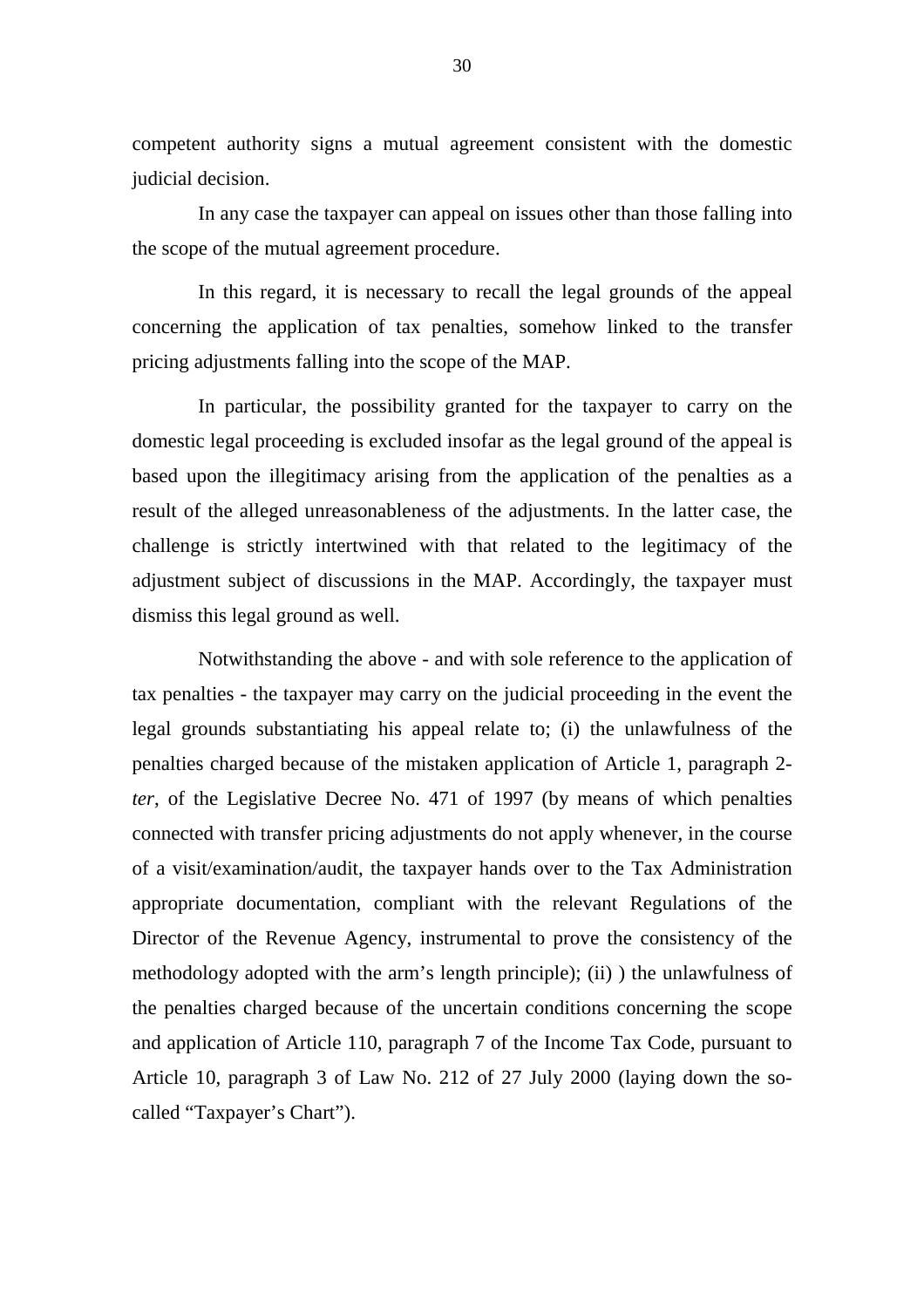competent authority signs a mutual agreement consistent with the domestic judicial decision.

In any case the taxpayer can appeal on issues other than those falling into the scope of the mutual agreement procedure.

In this regard, it is necessary to recall the legal grounds of the appeal concerning the application of tax penalties, somehow linked to the transfer pricing adjustments falling into the scope of the MAP.

In particular, the possibility granted for the taxpayer to carry on the domestic legal proceeding is excluded insofar as the legal ground of the appeal is based upon the illegitimacy arising from the application of the penalties as a result of the alleged unreasonableness of the adjustments. In the latter case, the challenge is strictly intertwined with that related to the legitimacy of the adjustment subject of discussions in the MAP. Accordingly, the taxpayer must dismiss this legal ground as well.

Notwithstanding the above - and with sole reference to the application of tax penalties - the taxpayer may carry on the judicial proceeding in the event the legal grounds substantiating his appeal relate to; (i) the unlawfulness of the penalties charged because of the mistaken application of Article 1, paragraph 2-*ter*, of the Legislative Decree No. 471 of 1997 (by means of which penalties connected with transfer pricing adjustments do not apply whenever, in the course of a visit/examination/audit, the taxpayer hands over to the Tax Administration appropriate documentation, compliant with the relevant Regulations of the Director of the Revenue Agency, instrumental to prove the consistency of the methodology adopted with the arm's length principle); (ii) ) the unlawfulness of the penalties charged because of the uncertain conditions concerning the scope and application of Article 110, paragraph 7 of the Income Tax Code, pursuant to Article 10, paragraph 3 of Law No. 212 of 27 July 2000 (laying down the so-called "Taxpayer's Chart").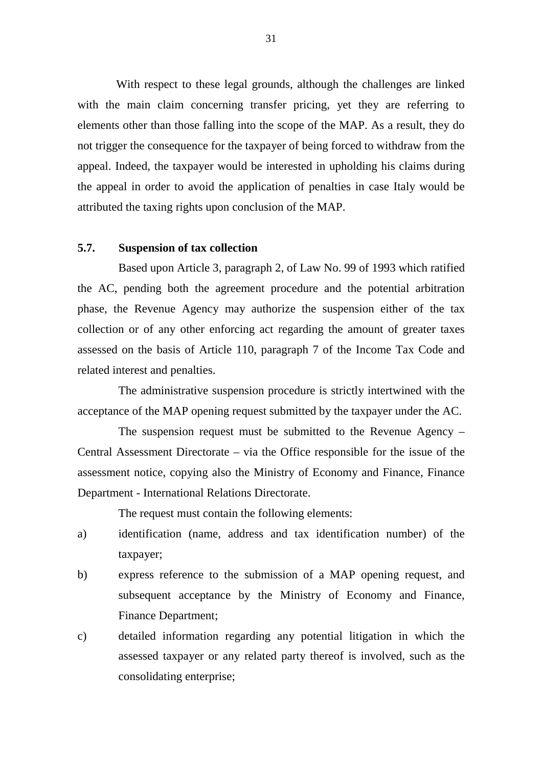With respect to these legal grounds, although the challenges are linked with the main claim concerning transfer pricing, yet they are referring to elements other than those falling into the scope of the MAP. As a result, they do not trigger the consequence for the taxpayer of being forced to withdraw from the appeal. Indeed, the taxpayer would be interested in upholding his claims during the appeal in order to avoid the application of penalties in case Italy would be attributed the taxing rights upon conclusion of the MAP.

### 5.7. Suspension of tax collection

Based upon Article 3, paragraph 2, of Law No. 99 of 1993 which ratified the AC, pending both the agreement procedure and the potential arbitration phase, the Revenue Agency may authorize the suspension either of the tax collection or of any other enforcing act regarding the amount of greater taxes assessed on the basis of Article 110, paragraph 7 of the Income Tax Code and related interest and penalties.

The administrative suspension procedure is strictly intertwined with the acceptance of the MAP opening request submitted by the taxpayer under the AC.

The suspension request must be submitted to the Revenue Agency – Central Assessment Directorate – via the Office responsible for the issue of the assessment notice, copying also the Ministry of Economy and Finance, Finance Department - International Relations Directorate.

The request must contain the following elements:

a) identification (name, address and tax identification number) of the taxpayer;

b) express reference to the submission of a MAP opening request, and subsequent acceptance by the Ministry of Economy and Finance, Finance Department;

c) detailed information regarding any potential litigation in which the assessed taxpayer or any related party thereof is involved, such as the consolidating enterprise;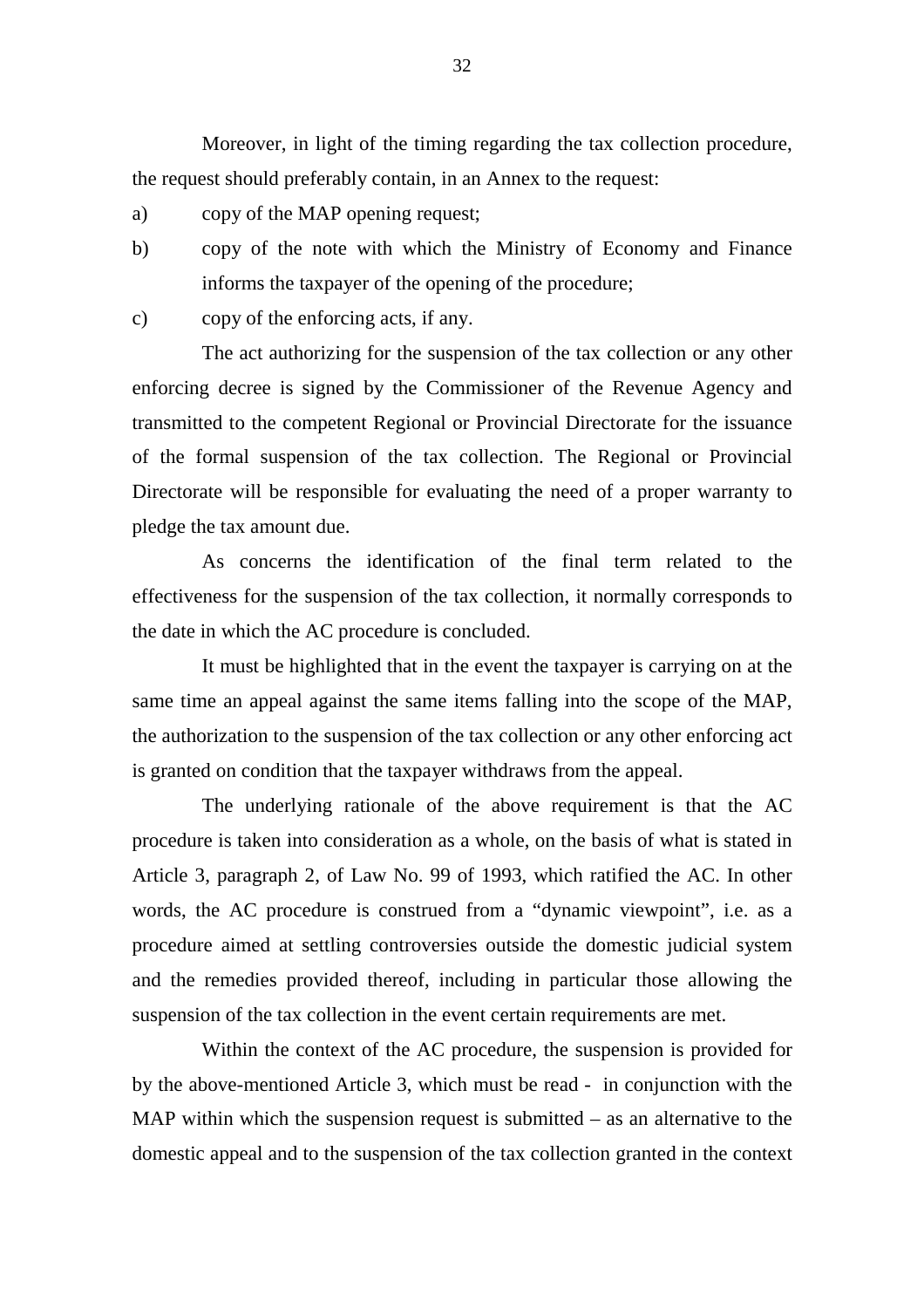Moreover, in light of the timing regarding the tax collection procedure, the request should preferably contain, in an Annex to the request:

a) copy of the MAP opening request;

b) copy of the note with which the Ministry of Economy and Finance informs the taxpayer of the opening of the procedure;

c) copy of the enforcing acts, if any.

The act authorizing for the suspension of the tax collection or any other enforcing decree is signed by the Commissioner of the Revenue Agency and transmitted to the competent Regional or Provincial Directorate for the issuance of the formal suspension of the tax collection. The Regional or Provincial Directorate will be responsible for evaluating the need of a proper warranty to pledge the tax amount due.

As concerns the identification of the final term related to the effectiveness for the suspension of the tax collection, it normally corresponds to the date in which the AC procedure is concluded.

It must be highlighted that in the event the taxpayer is carrying on at the same time an appeal against the same items falling into the scope of the MAP, the authorization to the suspension of the tax collection or any other enforcing act is granted on condition that the taxpayer withdraws from the appeal.

The underlying rationale of the above requirement is that the AC procedure is taken into consideration as a whole, on the basis of what is stated in Article 3, paragraph 2, of Law No. 99 of 1993, which ratified the AC. In other words, the AC procedure is construed from a "dynamic viewpoint", i.e. as a procedure aimed at settling controversies outside the domestic judicial system and the remedies provided thereof, including in particular those allowing the suspension of the tax collection in the event certain requirements are met.

Within the context of the AC procedure, the suspension is provided for by the above-mentioned Article 3, which must be read - in conjunction with the MAP within which the suspension request is submitted – as an alternative to the domestic appeal and to the suspension of the tax collection granted in the context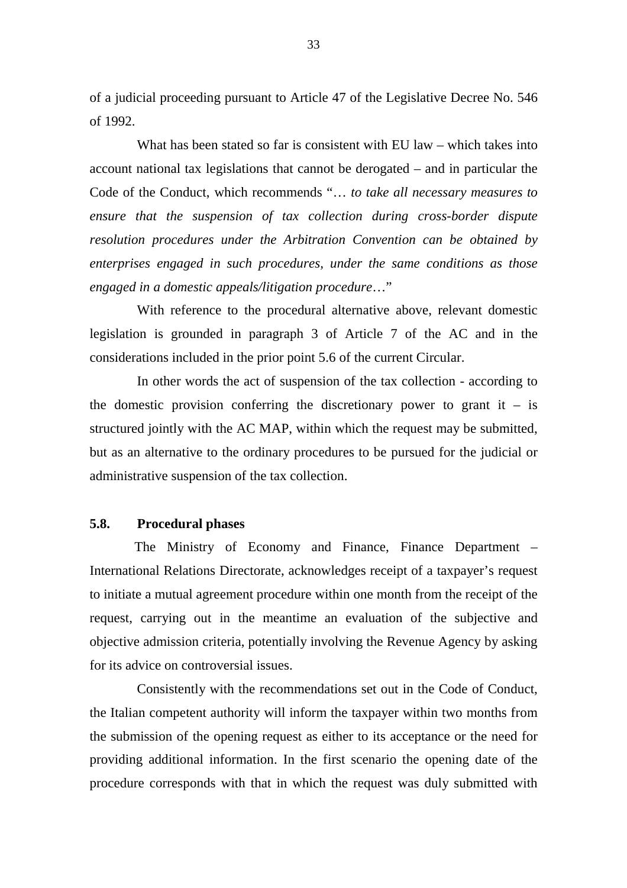of a judicial proceeding pursuant to Article 47 of the Legislative Decree No. 546 of 1992.

What has been stated so far is consistent with EU law – which takes into account national tax legislations that cannot be derogated – and in particular the Code of the Conduct, which recommends "… *to take all necessary measures to ensure that the suspension of tax collection during cross-border dispute resolution procedures under the Arbitration Convention can be obtained by enterprises engaged in such procedures, under the same conditions as those engaged in a domestic appeals/litigation procedure*…"

With reference to the procedural alternative above, relevant domestic legislation is grounded in paragraph 3 of Article 7 of the AC and in the considerations included in the prior point 5.6 of the current Circular.

In other words the act of suspension of the tax collection - according to the domestic provision conferring the discretionary power to grant it – is structured jointly with the AC MAP, within which the request may be submitted, but as an alternative to the ordinary procedures to be pursued for the judicial or administrative suspension of the tax collection.

### 5.8. Procedural phases

The Ministry of Economy and Finance, Finance Department – International Relations Directorate, acknowledges receipt of a taxpayer's request to initiate a mutual agreement procedure within one month from the receipt of the request, carrying out in the meantime an evaluation of the subjective and objective admission criteria, potentially involving the Revenue Agency by asking for its advice on controversial issues.

Consistently with the recommendations set out in the Code of Conduct, the Italian competent authority will inform the taxpayer within two months from the submission of the opening request as either to its acceptance or the need for providing additional information. In the first scenario the opening date of the procedure corresponds with that in which the request was duly submitted with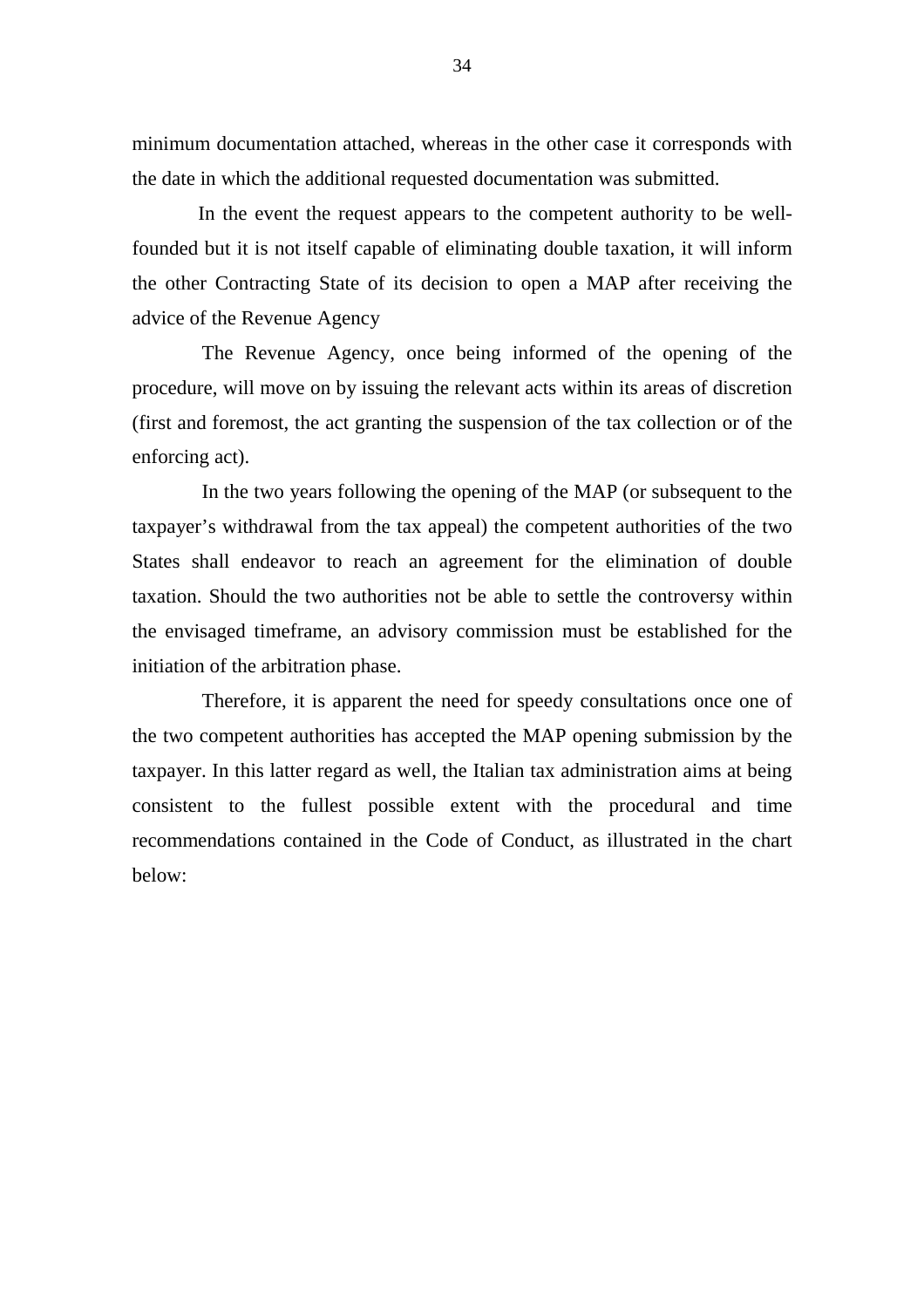minimum documentation attached, whereas in the other case it corresponds with the date in which the additional requested documentation was submitted.

In the event the request appears to the competent authority to be well-founded but it is not itself capable of eliminating double taxation, it will inform the other Contracting State of its decision to open a MAP after receiving the advice of the Revenue Agency

The Revenue Agency, once being informed of the opening of the procedure, will move on by issuing the relevant acts within its areas of discretion (first and foremost, the act granting the suspension of the tax collection or of the enforcing act).

In the two years following the opening of the MAP (or subsequent to the taxpayer's withdrawal from the tax appeal) the competent authorities of the two States shall endeavor to reach an agreement for the elimination of double taxation. Should the two authorities not be able to settle the controversy within the envisaged timeframe, an advisory commission must be established for the initiation of the arbitration phase.

Therefore, it is apparent the need for speedy consultations once one of the two competent authorities has accepted the MAP opening submission by the taxpayer. In this latter regard as well, the Italian tax administration aims at being consistent to the fullest possible extent with the procedural and time recommendations contained in the Code of Conduct, as illustrated in the chart below: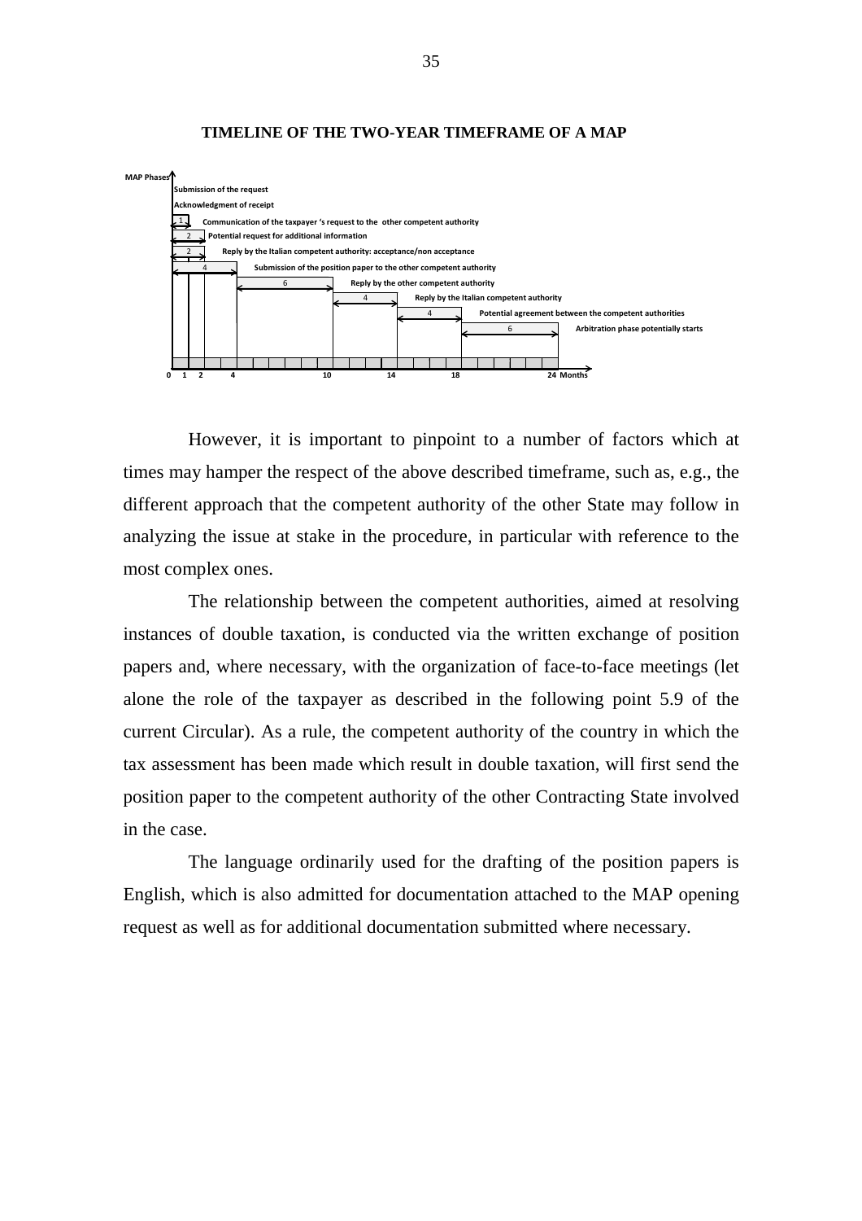**TIMELINE OF THE TWO-YEAR TIMEFRAME OF A MAP**

MAP Phases

Submission of the request

Acknowledgment of receipt

1 — Communication of the taxpayer 's request to the other competent authority

2 — Potential request for additional information

2 — Reply by the Italian competent authority: acceptance/non acceptance

4 — Submission of the position paper to the other competent authority

6 — Reply by the other competent authority

4 — Reply by the Italian competent authority

4 — Potential agreement between the competent authorities

6 — Arbitration phase potentially starts

0 1 2 4 10 14 18 24 Months

However, it is important to pinpoint to a number of factors which at times may hamper the respect of the above described timeframe, such as, e.g., the different approach that the competent authority of the other State may follow in analyzing the issue at stake in the procedure, in particular with reference to the most complex ones.

The relationship between the competent authorities, aimed at resolving instances of double taxation, is conducted via the written exchange of position papers and, where necessary, with the organization of face-to-face meetings (let alone the role of the taxpayer as described in the following point 5.9 of the current Circular). As a rule, the competent authority of the country in which the tax assessment has been made which result in double taxation, will first send the position paper to the competent authority of the other Contracting State involved in the case.

The language ordinarily used for the drafting of the position papers is English, which is also admitted for documentation attached to the MAP opening request as well as for additional documentation submitted where necessary.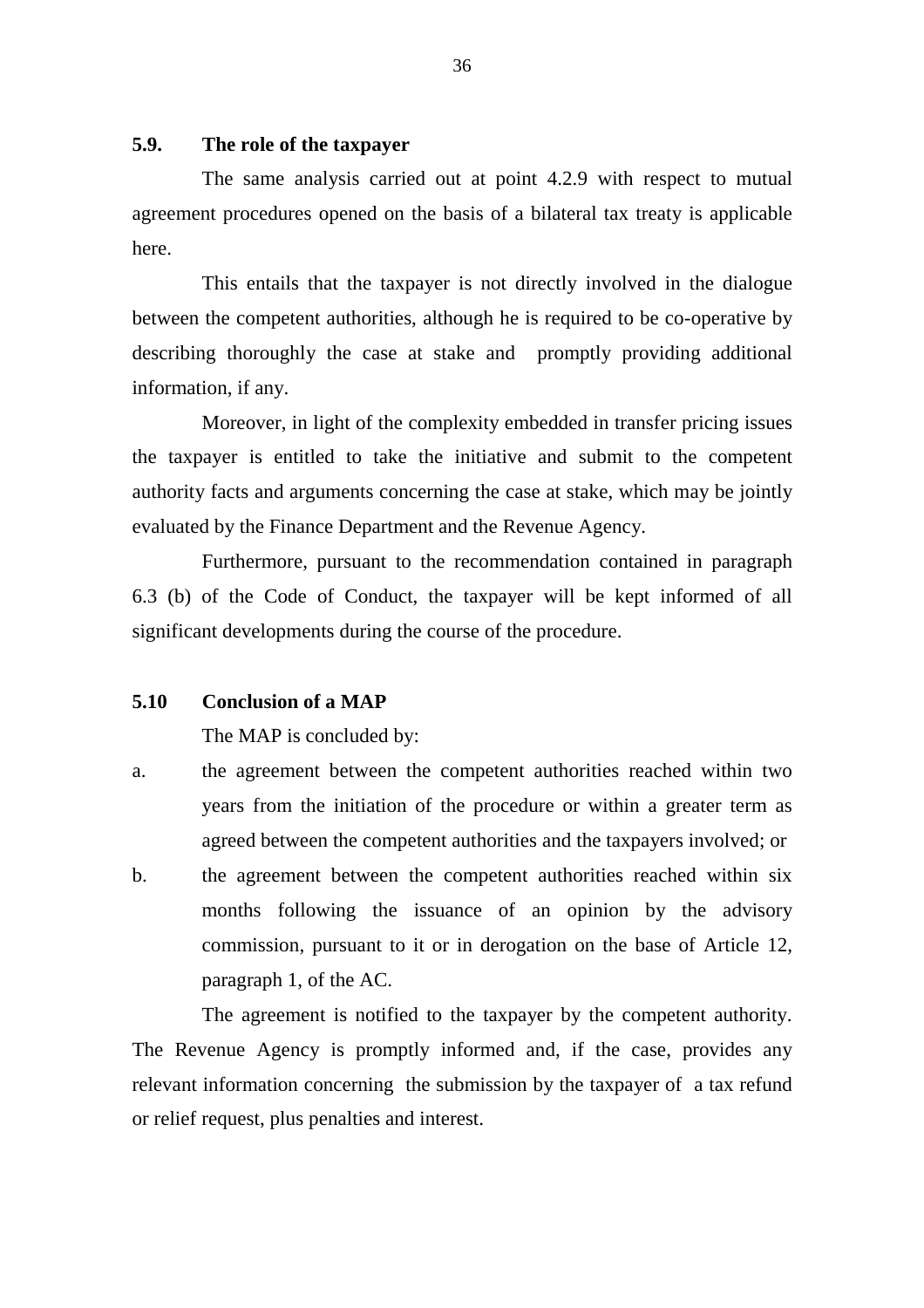## 5.9. The role of the taxpayer

The same analysis carried out at point 4.2.9 with respect to mutual agreement procedures opened on the basis of a bilateral tax treaty is applicable here.

This entails that the taxpayer is not directly involved in the dialogue between the competent authorities, although he is required to be co-operative by describing thoroughly the case at stake and promptly providing additional information, if any.

Moreover, in light of the complexity embedded in transfer pricing issues the taxpayer is entitled to take the initiative and submit to the competent authority facts and arguments concerning the case at stake, which may be jointly evaluated by the Finance Department and the Revenue Agency.

Furthermore, pursuant to the recommendation contained in paragraph 6.3 (b) of the Code of Conduct, the taxpayer will be kept informed of all significant developments during the course of the procedure.

## 5.10 Conclusion of a MAP

The MAP is concluded by:

a. the agreement between the competent authorities reached within two years from the initiation of the procedure or within a greater term as agreed between the competent authorities and the taxpayers involved; or

b. the agreement between the competent authorities reached within six months following the issuance of an opinion by the advisory commission, pursuant to it or in derogation on the base of Article 12, paragraph 1, of the AC.

The agreement is notified to the taxpayer by the competent authority. The Revenue Agency is promptly informed and, if the case, provides any relevant information concerning the submission by the taxpayer of a tax refund or relief request, plus penalties and interest.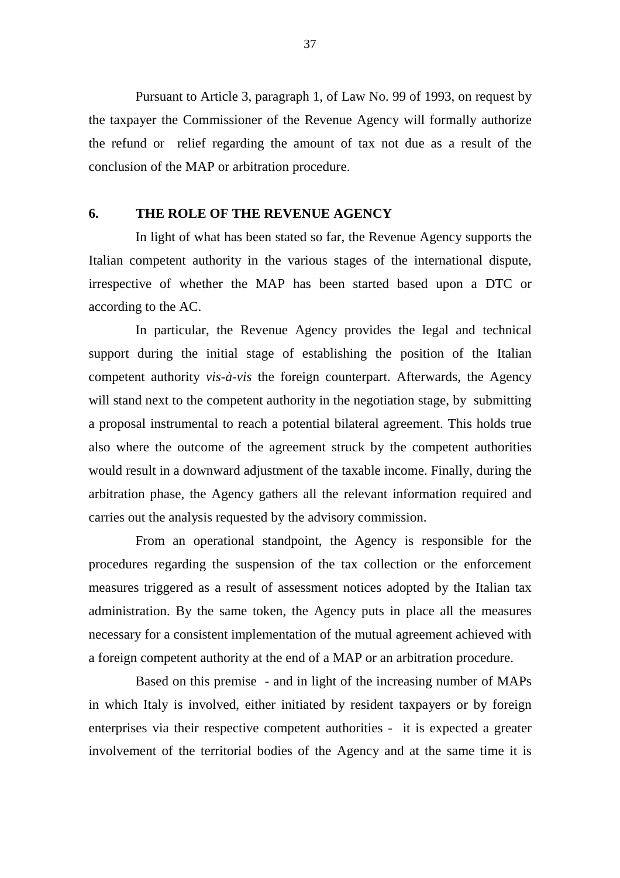Pursuant to Article 3, paragraph 1, of Law No. 99 of 1993, on request by the taxpayer the Commissioner of the Revenue Agency will formally authorize the refund or relief regarding the amount of tax not due as a result of the conclusion of the MAP or arbitration procedure.

## 6. THE ROLE OF THE REVENUE AGENCY

In light of what has been stated so far, the Revenue Agency supports the Italian competent authority in the various stages of the international dispute, irrespective of whether the MAP has been started based upon a DTC or according to the AC.

In particular, the Revenue Agency provides the legal and technical support during the initial stage of establishing the position of the Italian competent authority *vis-à-vis* the foreign counterpart. Afterwards, the Agency will stand next to the competent authority in the negotiation stage, by submitting a proposal instrumental to reach a potential bilateral agreement. This holds true also where the outcome of the agreement struck by the competent authorities would result in a downward adjustment of the taxable income. Finally, during the arbitration phase, the Agency gathers all the relevant information required and carries out the analysis requested by the advisory commission.

From an operational standpoint, the Agency is responsible for the procedures regarding the suspension of the tax collection or the enforcement measures triggered as a result of assessment notices adopted by the Italian tax administration. By the same token, the Agency puts in place all the measures necessary for a consistent implementation of the mutual agreement achieved with a foreign competent authority at the end of a MAP or an arbitration procedure.

Based on this premise - and in light of the increasing number of MAPs in which Italy is involved, either initiated by resident taxpayers or by foreign enterprises via their respective competent authorities - it is expected a greater involvement of the territorial bodies of the Agency and at the same time it is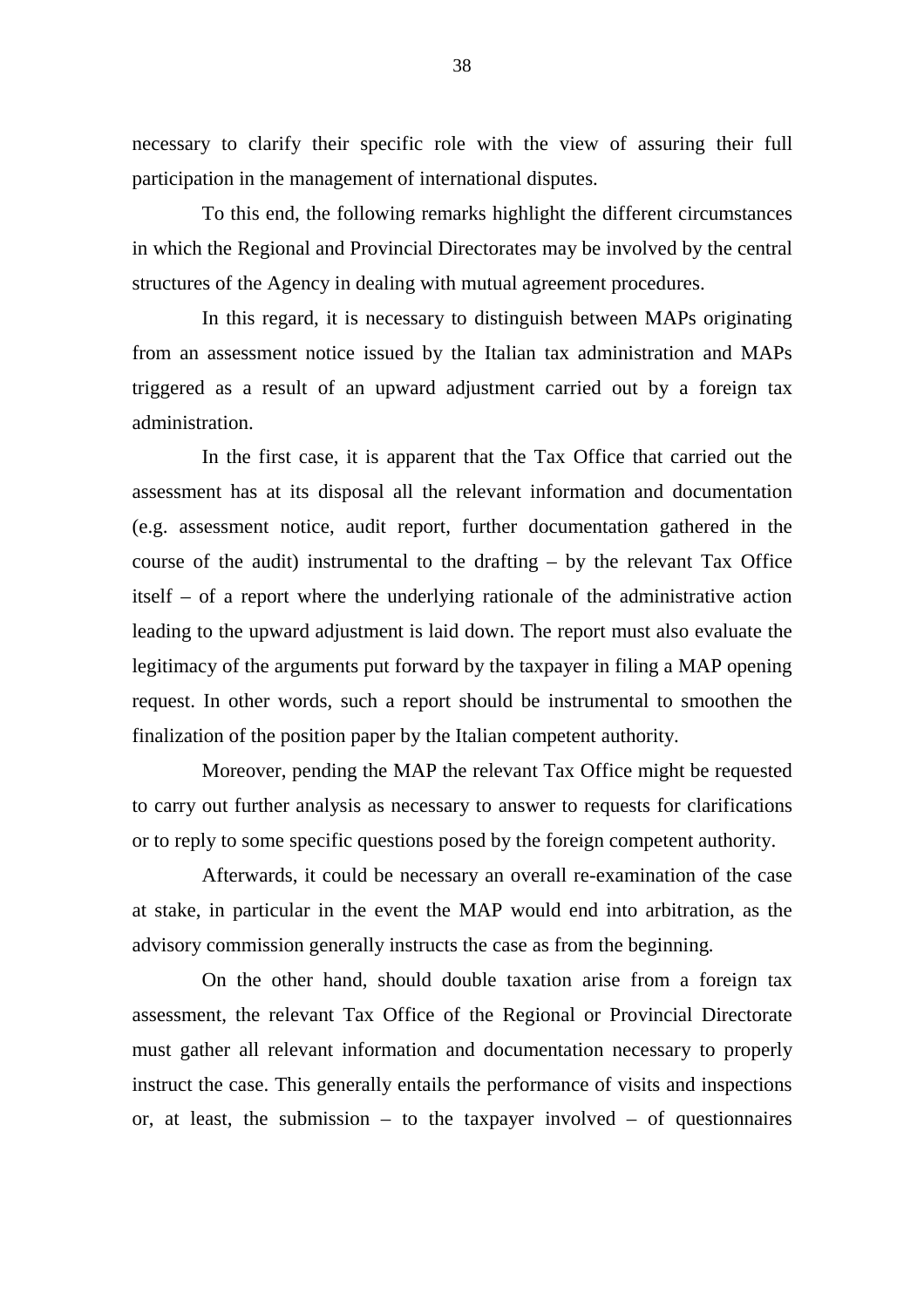necessary to clarify their specific role with the view of assuring their full participation in the management of international disputes.

To this end, the following remarks highlight the different circumstances in which the Regional and Provincial Directorates may be involved by the central structures of the Agency in dealing with mutual agreement procedures.

In this regard, it is necessary to distinguish between MAPs originating from an assessment notice issued by the Italian tax administration and MAPs triggered as a result of an upward adjustment carried out by a foreign tax administration.

In the first case, it is apparent that the Tax Office that carried out the assessment has at its disposal all the relevant information and documentation (e.g. assessment notice, audit report, further documentation gathered in the course of the audit) instrumental to the drafting – by the relevant Tax Office itself – of a report where the underlying rationale of the administrative action leading to the upward adjustment is laid down. The report must also evaluate the legitimacy of the arguments put forward by the taxpayer in filing a MAP opening request. In other words, such a report should be instrumental to smoothen the finalization of the position paper by the Italian competent authority.

Moreover, pending the MAP the relevant Tax Office might be requested to carry out further analysis as necessary to answer to requests for clarifications or to reply to some specific questions posed by the foreign competent authority.

Afterwards, it could be necessary an overall re-examination of the case at stake, in particular in the event the MAP would end into arbitration, as the advisory commission generally instructs the case as from the beginning.

On the other hand, should double taxation arise from a foreign tax assessment, the relevant Tax Office of the Regional or Provincial Directorate must gather all relevant information and documentation necessary to properly instruct the case. This generally entails the performance of visits and inspections or, at least, the submission – to the taxpayer involved – of questionnaires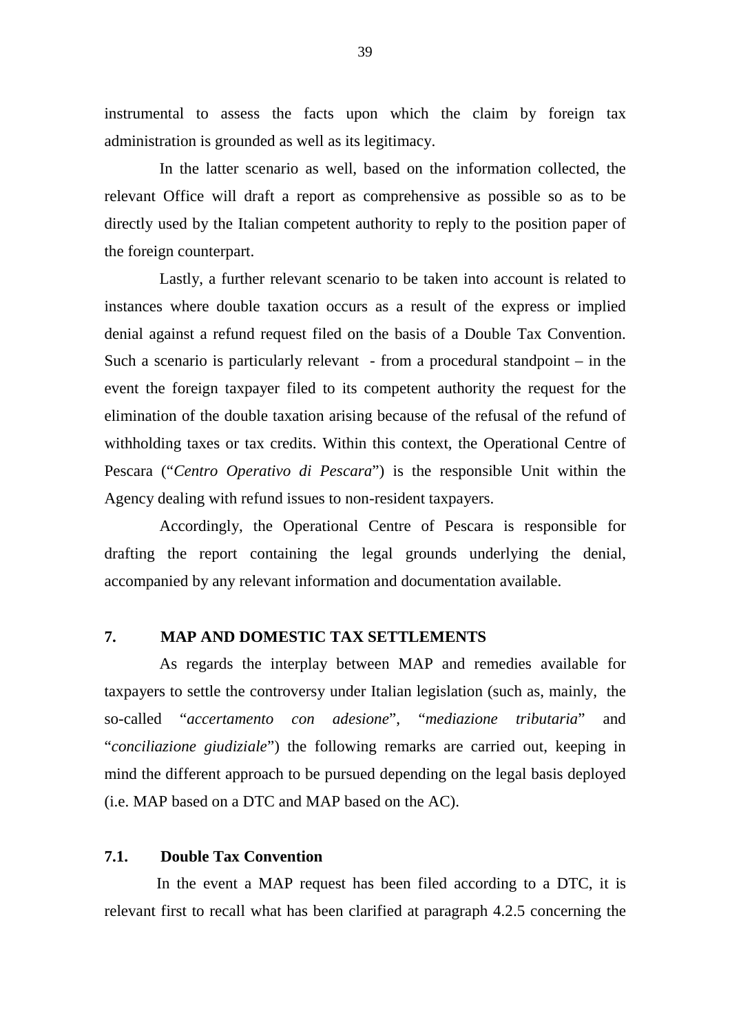instrumental to assess the facts upon which the claim by foreign tax administration is grounded as well as its legitimacy.

In the latter scenario as well, based on the information collected, the relevant Office will draft a report as comprehensive as possible so as to be directly used by the Italian competent authority to reply to the position paper of the foreign counterpart.

Lastly, a further relevant scenario to be taken into account is related to instances where double taxation occurs as a result of the express or implied denial against a refund request filed on the basis of a Double Tax Convention. Such a scenario is particularly relevant - from a procedural standpoint – in the event the foreign taxpayer filed to its competent authority the request for the elimination of the double taxation arising because of the refusal of the refund of withholding taxes or tax credits. Within this context, the Operational Centre of Pescara ("*Centro Operativo di Pescara*") is the responsible Unit within the Agency dealing with refund issues to non-resident taxpayers.

Accordingly, the Operational Centre of Pescara is responsible for drafting the report containing the legal grounds underlying the denial, accompanied by any relevant information and documentation available.

## 7. MAP AND DOMESTIC TAX SETTLEMENTS

As regards the interplay between MAP and remedies available for taxpayers to settle the controversy under Italian legislation (such as, mainly, the so-called "*accertamento con adesione*", "*mediazione tributaria*" and "*conciliazione giudiziale*") the following remarks are carried out, keeping in mind the different approach to be pursued depending on the legal basis deployed (i.e. MAP based on a DTC and MAP based on the AC).

### 7.1. Double Tax Convention

In the event a MAP request has been filed according to a DTC, it is relevant first to recall what has been clarified at paragraph 4.2.5 concerning the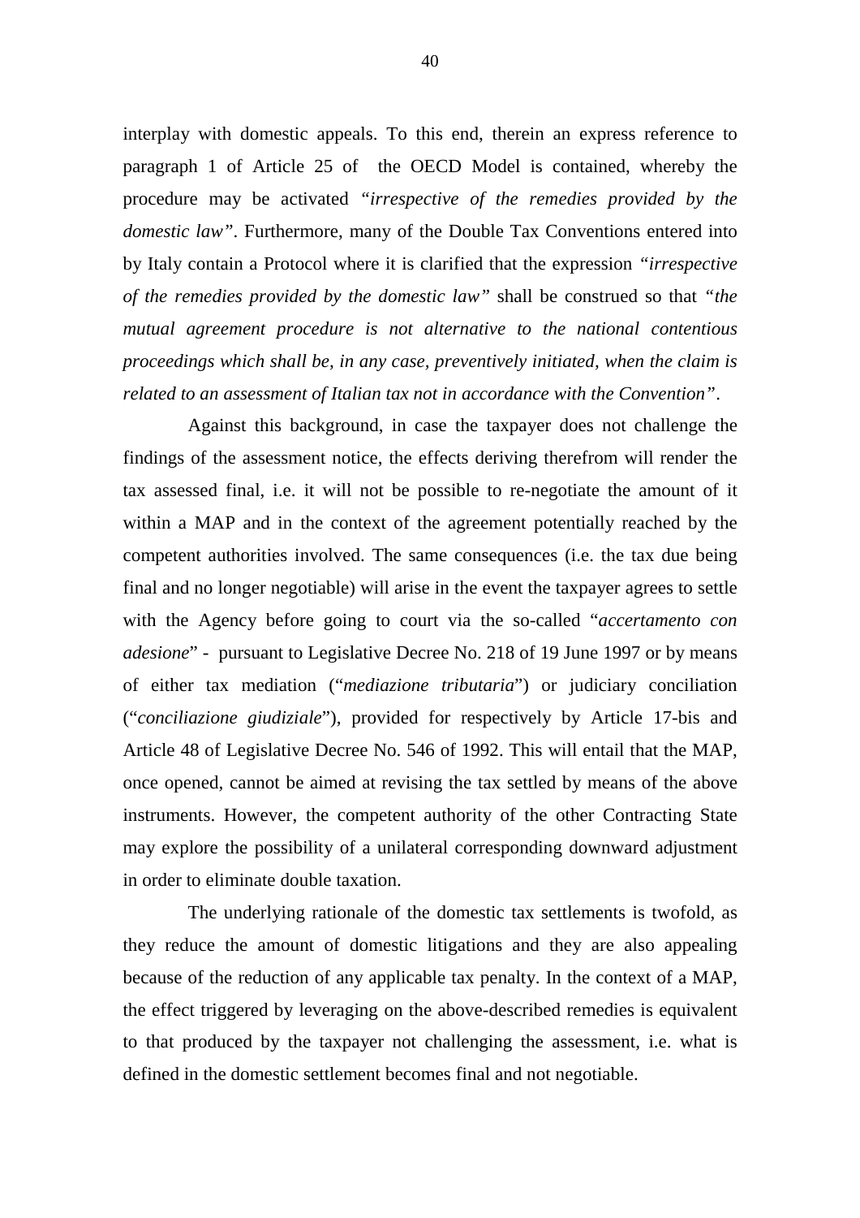interplay with domestic appeals. To this end, therein an express reference to paragraph 1 of Article 25 of the OECD Model is contained, whereby the procedure may be activated *"irrespective of the remedies provided by the domestic law"*. Furthermore, many of the Double Tax Conventions entered into by Italy contain a Protocol where it is clarified that the expression *"irrespective of the remedies provided by the domestic law"* shall be construed so that *"the mutual agreement procedure is not alternative to the national contentious proceedings which shall be, in any case, preventively initiated, when the claim is related to an assessment of Italian tax not in accordance with the Convention"*.

Against this background, in case the taxpayer does not challenge the findings of the assessment notice, the effects deriving therefrom will render the tax assessed final, i.e. it will not be possible to re-negotiate the amount of it within a MAP and in the context of the agreement potentially reached by the competent authorities involved. The same consequences (i.e. the tax due being final and no longer negotiable) will arise in the event the taxpayer agrees to settle with the Agency before going to court via the so-called "*accertamento con adesione*" - pursuant to Legislative Decree No. 218 of 19 June 1997 or by means of either tax mediation ("*mediazione tributaria*") or judiciary conciliation ("*conciliazione giudiziale*"), provided for respectively by Article 17-bis and Article 48 of Legislative Decree No. 546 of 1992. This will entail that the MAP, once opened, cannot be aimed at revising the tax settled by means of the above instruments. However, the competent authority of the other Contracting State may explore the possibility of a unilateral corresponding downward adjustment in order to eliminate double taxation.

The underlying rationale of the domestic tax settlements is twofold, as they reduce the amount of domestic litigations and they are also appealing because of the reduction of any applicable tax penalty. In the context of a MAP, the effect triggered by leveraging on the above-described remedies is equivalent to that produced by the taxpayer not challenging the assessment, i.e. what is defined in the domestic settlement becomes final and not negotiable.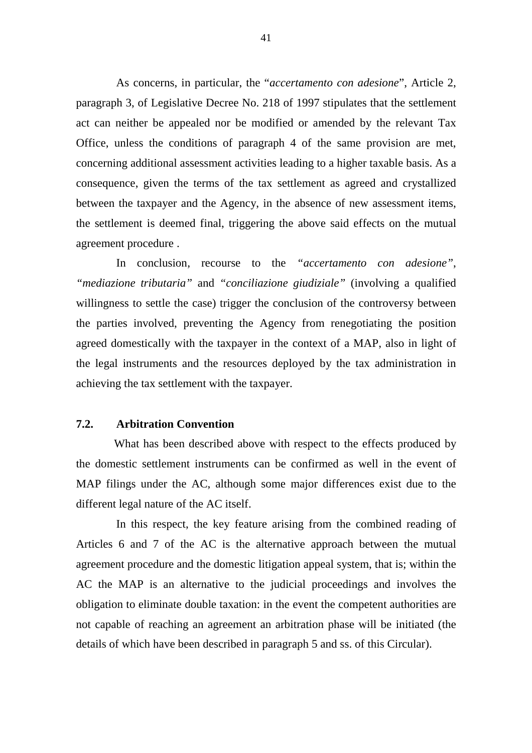As concerns, in particular, the "*accertamento con adesione*", Article 2, paragraph 3, of Legislative Decree No. 218 of 1997 stipulates that the settlement act can neither be appealed nor be modified or amended by the relevant Tax Office, unless the conditions of paragraph 4 of the same provision are met, concerning additional assessment activities leading to a higher taxable basis. As a consequence, given the terms of the tax settlement as agreed and crystallized between the taxpayer and the Agency, in the absence of new assessment items, the settlement is deemed final, triggering the above said effects on the mutual agreement procedure .

In conclusion, recourse to the *"accertamento con adesione"*, *"mediazione tributaria"* and *"conciliazione giudiziale"* (involving a qualified willingness to settle the case) trigger the conclusion of the controversy between the parties involved, preventing the Agency from renegotiating the position agreed domestically with the taxpayer in the context of a MAP, also in light of the legal instruments and the resources deployed by the tax administration in achieving the tax settlement with the taxpayer.

### 7.2. Arbitration Convention

What has been described above with respect to the effects produced by the domestic settlement instruments can be confirmed as well in the event of MAP filings under the AC, although some major differences exist due to the different legal nature of the AC itself.

In this respect, the key feature arising from the combined reading of Articles 6 and 7 of the AC is the alternative approach between the mutual agreement procedure and the domestic litigation appeal system, that is; within the AC the MAP is an alternative to the judicial proceedings and involves the obligation to eliminate double taxation: in the event the competent authorities are not capable of reaching an agreement an arbitration phase will be initiated (the details of which have been described in paragraph 5 and ss. of this Circular).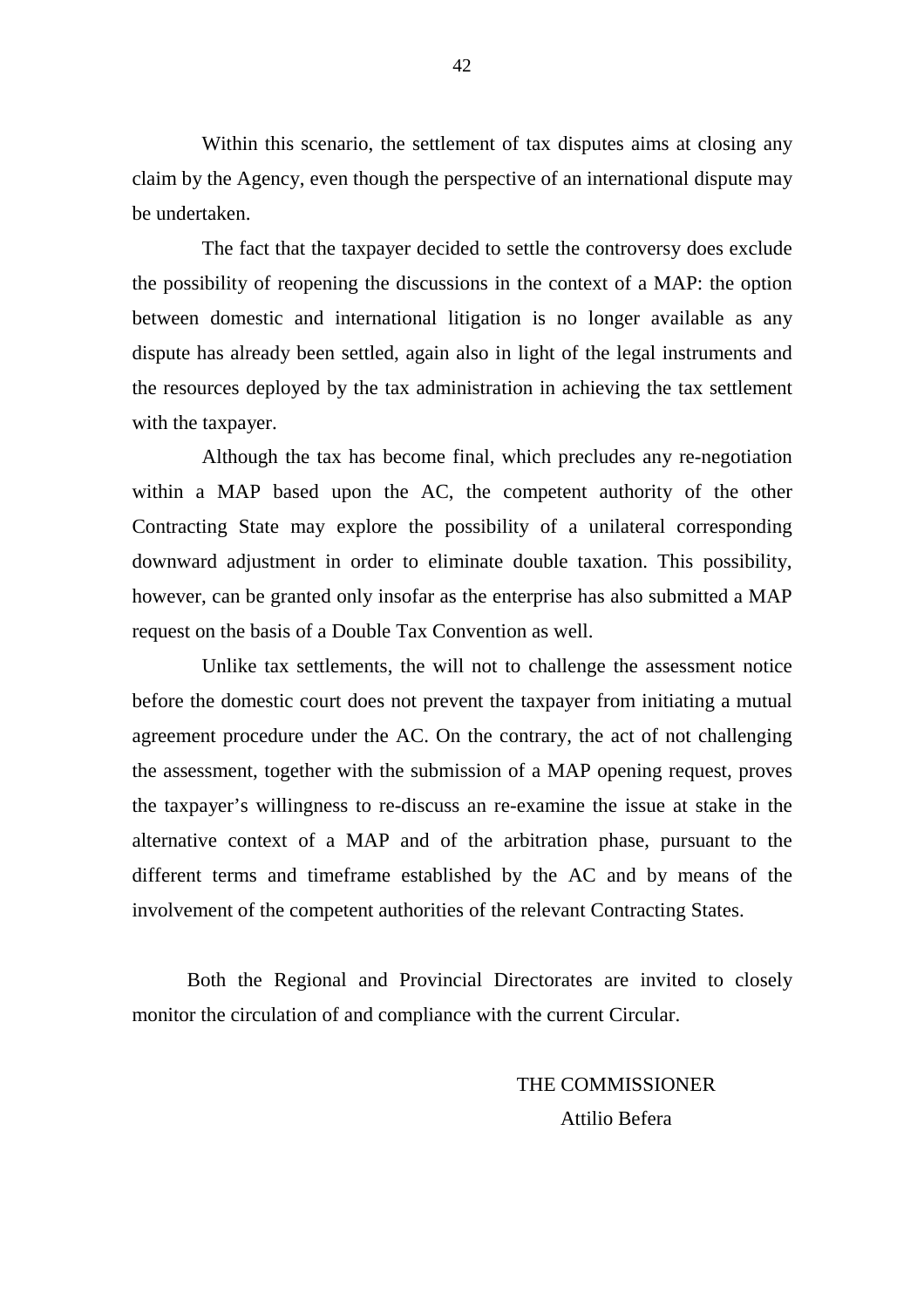Within this scenario, the settlement of tax disputes aims at closing any claim by the Agency, even though the perspective of an international dispute may be undertaken.

The fact that the taxpayer decided to settle the controversy does exclude the possibility of reopening the discussions in the context of a MAP: the option between domestic and international litigation is no longer available as any dispute has already been settled, again also in light of the legal instruments and the resources deployed by the tax administration in achieving the tax settlement with the taxpayer.

Although the tax has become final, which precludes any re-negotiation within a MAP based upon the AC, the competent authority of the other Contracting State may explore the possibility of a unilateral corresponding downward adjustment in order to eliminate double taxation. This possibility, however, can be granted only insofar as the enterprise has also submitted a MAP request on the basis of a Double Tax Convention as well.

Unlike tax settlements, the will not to challenge the assessment notice before the domestic court does not prevent the taxpayer from initiating a mutual agreement procedure under the AC. On the contrary, the act of not challenging the assessment, together with the submission of a MAP opening request, proves the taxpayer's willingness to re-discuss an re-examine the issue at stake in the alternative context of a MAP and of the arbitration phase, pursuant to the different terms and timeframe established by the AC and by means of the involvement of the competent authorities of the relevant Contracting States.

Both the Regional and Provincial Directorates are invited to closely monitor the circulation of and compliance with the current Circular.

THE COMMISSIONER

Attilio Befera